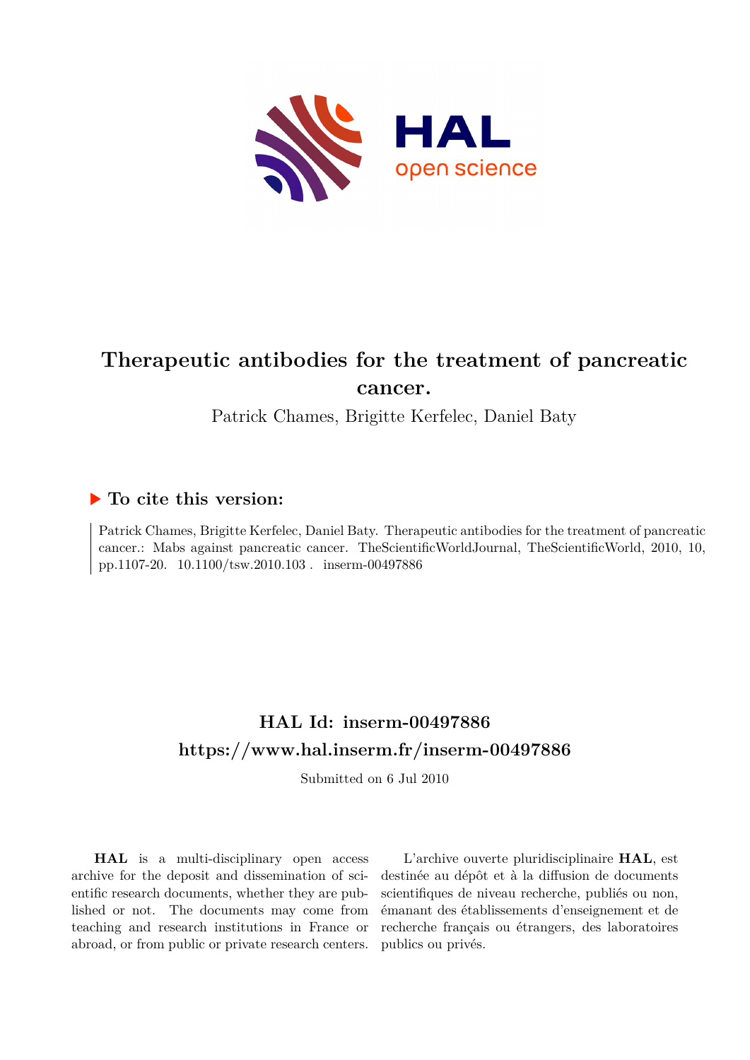# Therapeutic antibodies for the treatment of pancreatic cancer.

Patrick Chames, Brigitte Kerfelec, Daniel Baty

## ▶ To cite this version:

Patrick Chames, Brigitte Kerfelec, Daniel Baty. Therapeutic antibodies for the treatment of pancreatic cancer.: Mabs againsst pancreatic cancer. TheScientificWorldJournal, TheScientificWorld, 2010, 10, pp.1107-20. 10.1100/tsw.2010.103 . inserm-00497886

## HAL Id: inserm-00497886
## https://www.hal.inserm.fr/inserm-00497886

Submitted on 6 Jul 2010

**HAL** is a multi-disciplinary open access archive for the deposit and dissemination of scientific research documents, whether they are published or not. The documents may come from teaching and research institutions in France or abroad, or from public or private research centers.

L'archive ouverte pluridisciplinaire **HAL**, est destinée au dépôt et à la diffusion de documents scientifiques de niveau recherche, publiés ou non, émanant des établissements d'enseignement et de recherche français ou étrangers, des laboratoires publics ou privés.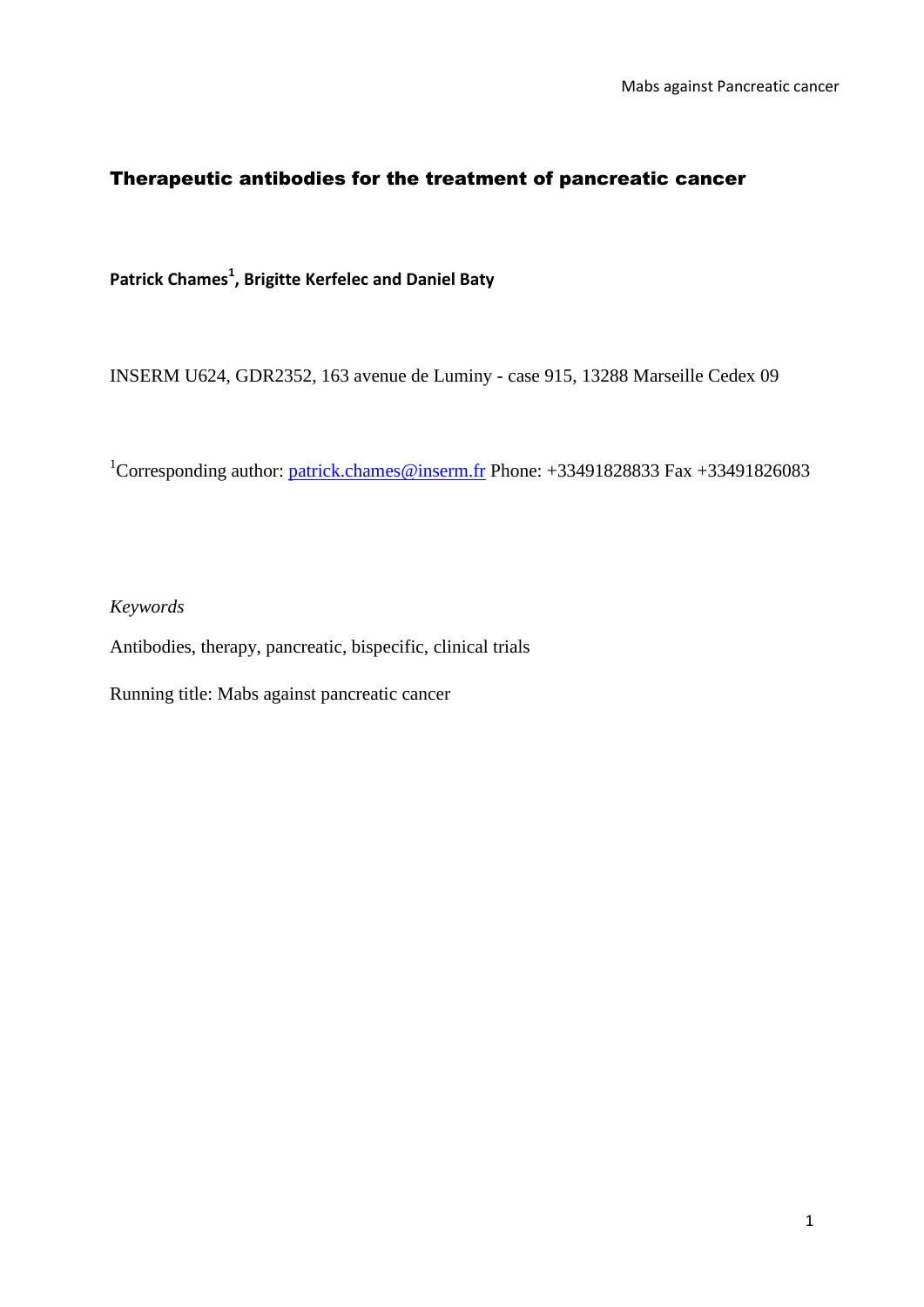## Therapeutic antibodies for the treatment of pancreatic cancer

**Patrick Chames[1], Brigitte Kerfelec and Daniel Baty**

INSERM U624, GDR2352, 163 avenue de Luminy - case 915, 13288 Marseille Cedex 09

[1]Corresponding author: patrick.chames@inserm.fr Phone: +33491828833 Fax +33491826083

*Keywords*

Antibodies, therapy, pancreatic, bispecific, clinical trials

Running title: Mabs against pancreatic cancer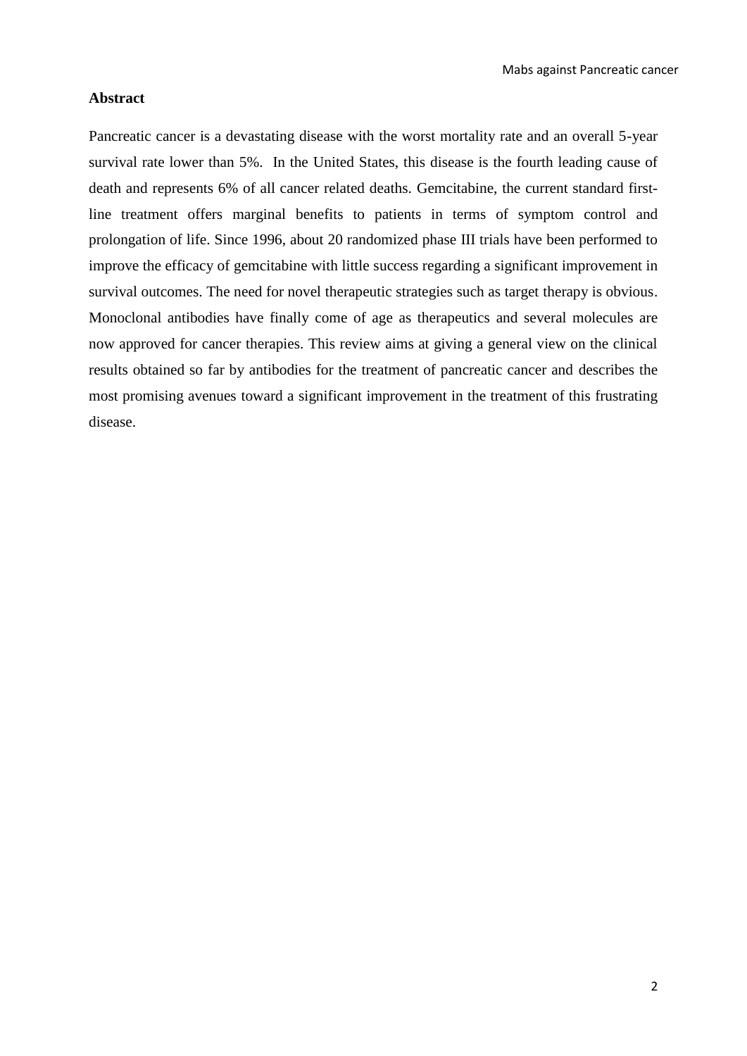## Abstract

Pancreatic cancer is a devastating disease with the worst mortality rate and an overall 5-year survival rate lower than 5%. In the United States, this disease is the fourth leading cause of death and represents 6% of all cancer related deaths. Gemcitabine, the current standard first-line treatment offers marginal benefits to patients in terms of symptom control and prolongation of life. Since 1996, about 20 randomized phase III trials have been performed to improve the efficacy of gemcitabine with little success regarding a significant improvement in survival outcomes. The need for novel therapeutic strategies such as target therapy is obvious. Monoclonal antibodies have finally come of age as therapeutics and several molecules are now approved for cancer therapies. This review aims at giving a general view on the clinical results obtained so far by antibodies for the treatment of pancreatic cancer and describes the most promising avenues toward a significant improvement in the treatment of this frustrating disease.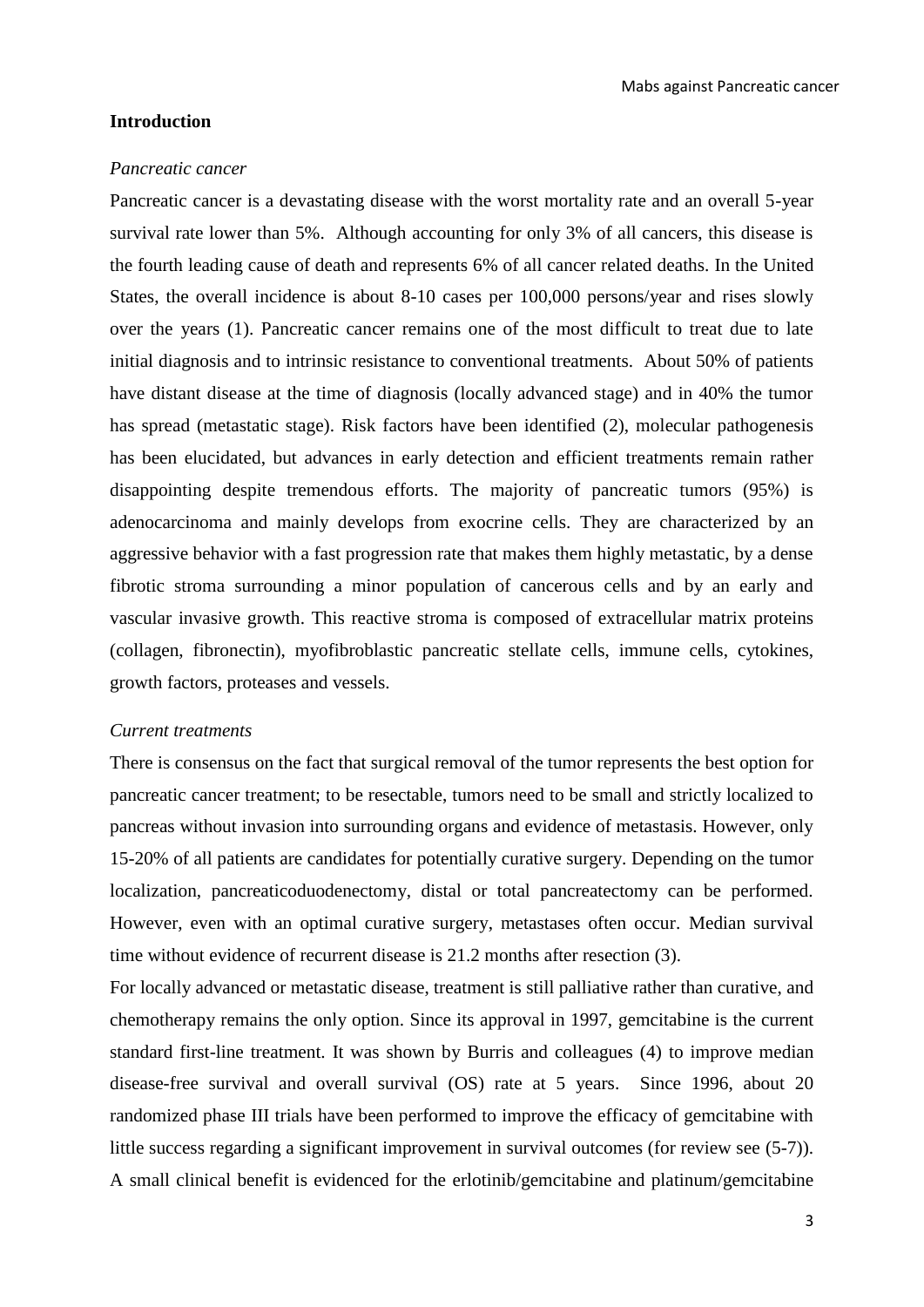## Introduction

*Pancreatic cancer*

Pancreatic cancer is a devastating disease with the worst mortality rate and an overall 5-year survival rate lower than 5%. Although accounting for only 3% of all cancers, this disease is the fourth leading cause of death and represents 6% of all cancer related deaths. In the United States, the overall incidence is about 8-10 cases per 100,000 persons/year and rises slowly over the years (1). Pancreatic cancer remains one of the most difficult to treat due to late initial diagnosis and to intrinsic resistance to conventional treatments. About 50% of patients have distant disease at the time of diagnosis (locally advanced stage) and in 40% the tumor has spread (metastatic stage). Risk factors have been identified (2), molecular pathogenesis has been elucidated, but advances in early detection and efficient treatments remain rather disappointing despite tremendous efforts. The majority of pancreatic tumors (95%) is adenocarcinoma and mainly develops from exocrine cells. They are characterized by an aggressive behavior with a fast progression rate that makes them highly metastatic, by a dense fibrotic stroma surrounding a minor population of cancerous cells and by an early and vascular invasive growth. This reactive stroma is composed of extracellular matrix proteins (collagen, fibronectin), myofibroblastic pancreatic stellate cells, immune cells, cytokines, growth factors, proteases and vessels.

*Current treatments*

There is consensus on the fact that surgical removal of the tumor represents the best option for pancreatic cancer treatment; to be resectable, tumors need to be small and strictly localized to pancreas without invasion into surrounding organs and evidence of metastasis. However, only 15-20% of all patients are candidates for potentially curative surgery. Depending on the tumor localization, pancreaticoduodenectomy, distal or total pancreatectomy can be performed. However, even with an optimal curative surgery, metastases often occur. Median survival time without evidence of recurrent disease is 21.2 months after resection (3).

For locally advanced or metastatic disease, treatment is still palliative rather than curative, and chemotherapy remains the only option. Since its approval in 1997, gemcitabine is the current standard first-line treatment. It was shown by Burris and colleagues (4) to improve median disease-free survival and overall survival (OS) rate at 5 years. Since 1996, about 20 randomized phase III trials have been performed to improve the efficacy of gemcitabine with little success regarding a significant improvement in survival outcomes (for review see (5-7)). A small clinical benefit is evidenced for the erlotinib/gemcitabine and platinum/gemcitabine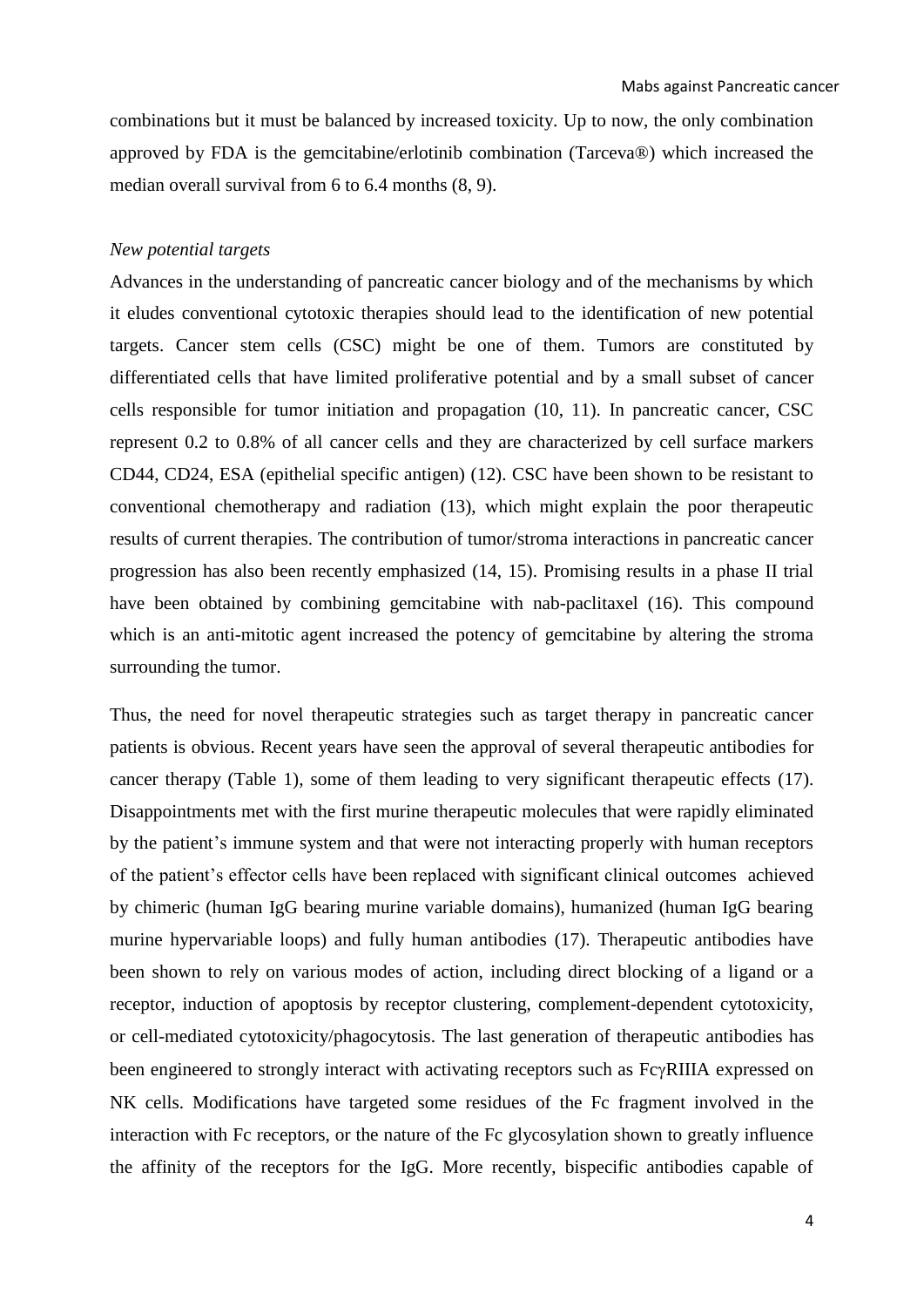combinations but it must be balanced by increased toxicity. Up to now, the only combination approved by FDA is the gemcitabine/erlotinib combination (Tarceva®) which increased the median overall survival from 6 to 6.4 months (8, 9).

*New potential targets*

Advances in the understanding of pancreatic cancer biology and of the mechanisms by which it eludes conventional cytotoxic therapies should lead to the identification of new potential targets. Cancer stem cells (CSC) might be one of them. Tumors are constituted by differentiated cells that have limited proliferative potential and by a small subset of cancer cells responsible for tumor initiation and propagation (10, 11). In pancreatic cancer, CSC represent 0.2 to 0.8% of all cancer cells and they are characterized by cell surface markers CD44, CD24, ESA (epithelial specific antigen) (12). CSC have been shown to be resistant to conventional chemotherapy and radiation (13), which might explain the poor therapeutic results of current therapies. The contribution of tumor/stroma interactions in pancreatic cancer progression has also been recently emphasized (14, 15). Promising results in a phase II trial have been obtained by combining gemcitabine with nab-paclitaxel (16). This compound which is an anti-mitotic agent increased the potency of gemcitabine by altering the stroma surrounding the tumor.

Thus, the need for novel therapeutic strategies such as target therapy in pancreatic cancer patients is obvious. Recent years have seen the approval of several therapeutic antibodies for cancer therapy (Table 1), some of them leading to very significant therapeutic effects (17). Disappointments met with the first murine therapeutic molecules that were rapidly eliminated by the patient's immune system and that were not interacting properly with human receptors of the patient's effector cells have been replaced with significant clinical outcomes achieved by chimeric (human IgG bearing murine variable domains), humanized (human IgG bearing murine hypervariable loops) and fully human antibodies (17). Therapeutic antibodies have been shown to rely on various modes of action, including direct blocking of a ligand or a receptor, induction of apoptosis by receptor clustering, complement-dependent cytotoxicity, or cell-mediated cytotoxicity/phagocytosis. The last generation of therapeutic antibodies has been engineered to strongly interact with activating receptors such as FcγRIIIA expressed on NK cells. Modifications have targeted some residues of the Fc fragment involved in the interaction with Fc receptors, or the nature of the Fc glycosylation shown to greatly influence the affinity of the receptors for the IgG. More recently, bispecific antibodies capable of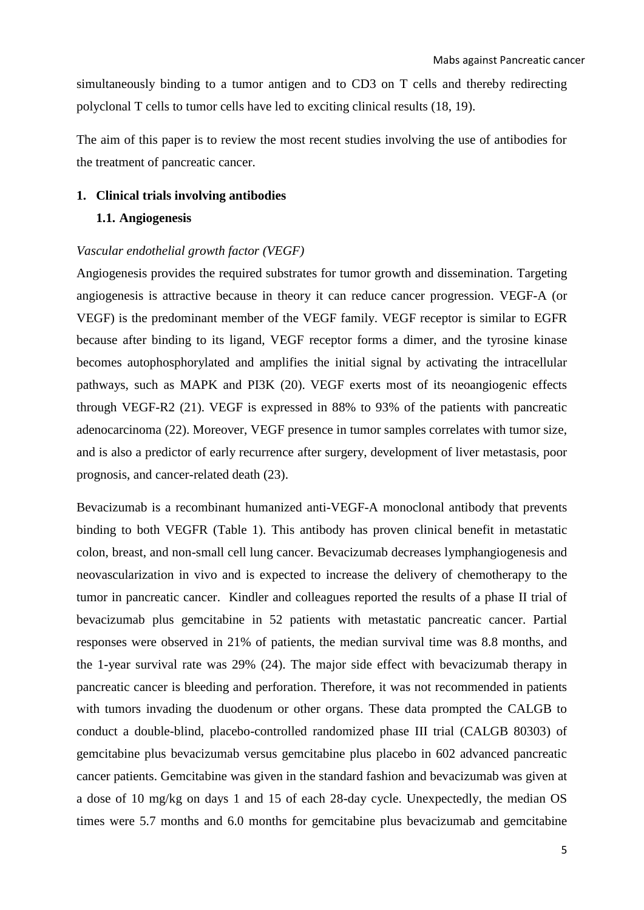simultaneously binding to a tumor antigen and to CD3 on T cells and thereby redirecting polyclonal T cells to tumor cells have led to exciting clinical results (18, 19).

The aim of this paper is to review the most recent studies involving the use of antibodies for the treatment of pancreatic cancer.

## 1. Clinical trials involving antibodies

### 1.1. Angiogenesis

*Vascular endothelial growth factor (VEGF)*

Angiogenesis provides the required substrates for tumor growth and dissemination. Targeting angiogenesis is attractive because in theory it can reduce cancer progression. VEGF-A (or VEGF) is the predominant member of the VEGF family. VEGF receptor is similar to EGFR because after binding to its ligand, VEGF receptor forms a dimer, and the tyrosine kinase becomes autophosphorylated and amplifies the initial signal by activating the intracellular pathways, such as MAPK and PI3K (20). VEGF exerts most of its neoangiogenic effects through VEGF-R2 (21). VEGF is expressed in 88% to 93% of the patients with pancreatic adenocarcinoma (22). Moreover, VEGF presence in tumor samples correlates with tumor size, and is also a predictor of early recurrence after surgery, development of liver metastasis, poor prognosis, and cancer-related death (23).

Bevacizumab is a recombinant humanized anti-VEGF-A monoclonal antibody that prevents binding to both VEGFR (Table 1). This antibody has proven clinical benefit in metastatic colon, breast, and non-small cell lung cancer. Bevacizumab decreases lymphangiogenesis and neovascularization in vivo and is expected to increase the delivery of chemotherapy to the tumor in pancreatic cancer. Kindler and colleagues reported the results of a phase II trial of bevacizumab plus gemcitabine in 52 patients with metastatic pancreatic cancer. Partial responses were observed in 21% of patients, the median survival time was 8.8 months, and the 1-year survival rate was 29% (24). The major side effect with bevacizumab therapy in pancreatic cancer is bleeding and perforation. Therefore, it was not recommended in patients with tumors invading the duodenum or other organs. These data prompted the CALGB to conduct a double-blind, placebo-controlled randomized phase III trial (CALGB 80303) of gemcitabine plus bevacizumab versus gemcitabine plus placebo in 602 advanced pancreatic cancer patients. Gemcitabine was given in the standard fashion and bevacizumab was given at a dose of 10 mg/kg on days 1 and 15 of each 28-day cycle. Unexpectedly, the median OS times were 5.7 months and 6.0 months for gemcitabine plus bevacizumab and gemcitabine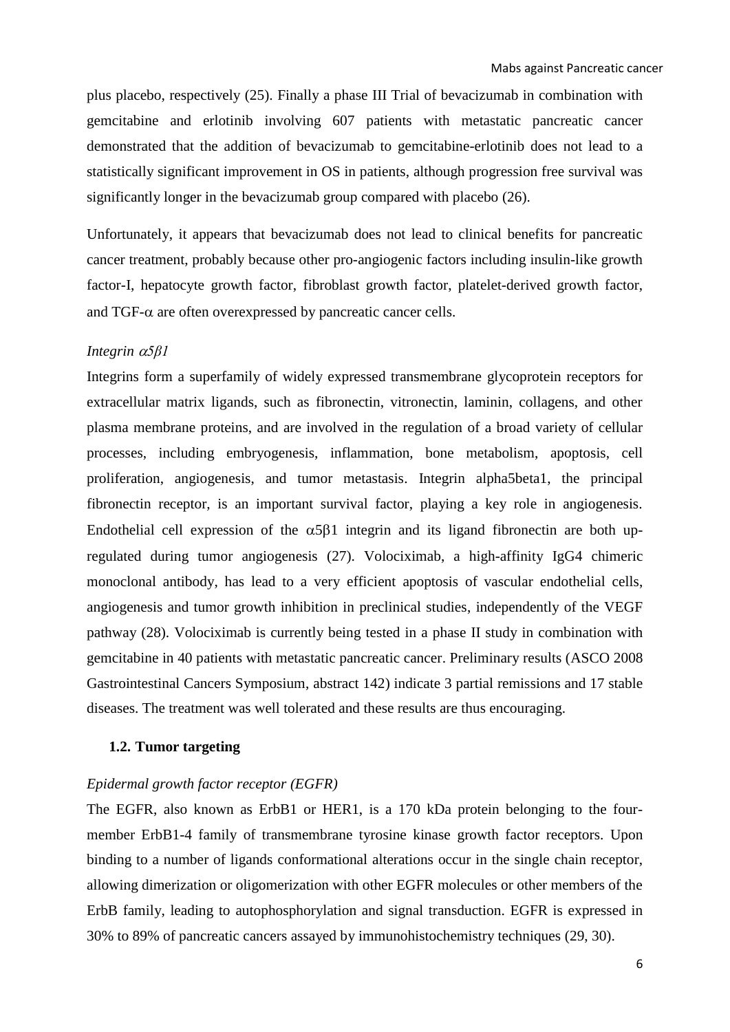plus placebo, respectively (25). Finally a phase III Trial of bevacizumab in combination with gemcitabine and erlotinib involving 607 patients with metastatic pancreatic cancer demonstrated that the addition of bevacizumab to gemcitabine-erlotinib does not lead to a statistically significant improvement in OS in patients, although progression free survival was significantly longer in the bevacizumab group compared with placebo (26).

Unfortunately, it appears that bevacizumab does not lead to clinical benefits for pancreatic cancer treatment, probably because other pro-angiogenic factors including insulin-like growth factor-I, hepatocyte growth factor, fibroblast growth factor, platelet-derived growth factor, and TGF-$\alpha$ are often overexpressed by pancreatic cancer cells.

*Integrin $\alpha 5\beta 1$*

Integrins form a superfamily of widely expressed transmembrane glycoprotein receptors for extracellular matrix ligands, such as fibronectin, vitronectin, laminin, collagens, and other plasma membrane proteins, and are involved in the regulation of a broad variety of cellular processes, including embryogenesis, inflammation, bone metabolism, apoptosis, cell proliferation, angiogenesis, and tumor metastasis. Integrin alpha5beta1, the principal fibronectin receptor, is an important survival factor, playing a key role in angiogenesis. Endothelial cell expression of the $\alpha 5\beta 1$ integrin and its ligand fibronectin are both up-regulated during tumor angiogenesis (27). Volociximab, a high-affinity IgG4 chimeric monoclonal antibody, has lead to a very efficient apoptosis of vascular endothelial cells, angiogenesis and tumor growth inhibition in preclinical studies, independently of the VEGF pathway (28). Volociximab is currently being tested in a phase II study in combination with gemcitabine in 40 patients with metastatic pancreatic cancer. Preliminary results (ASCO 2008 Gastrointestinal Cancers Symposium, abstract 142) indicate 3 partial remissions and 17 stable diseases. The treatment was well tolerated and these results are thus encouraging.

### 1.2. Tumor targeting

*Epidermal growth factor receptor (EGFR)*

The EGFR, also known as ErbB1 or HER1, is a 170 kDa protein belonging to the four-member ErbB1-4 family of transmembrane tyrosine kinase growth factor receptors. Upon binding to a number of ligands conformational alterations occur in the single chain receptor, allowing dimerization or oligomerization with other EGFR molecules or other members of the ErbB family, leading to autophosphorylation and signal transduction. EGFR is expressed in 30% to 89% of pancreatic cancers assayed by immunohistochemistry techniques (29, 30).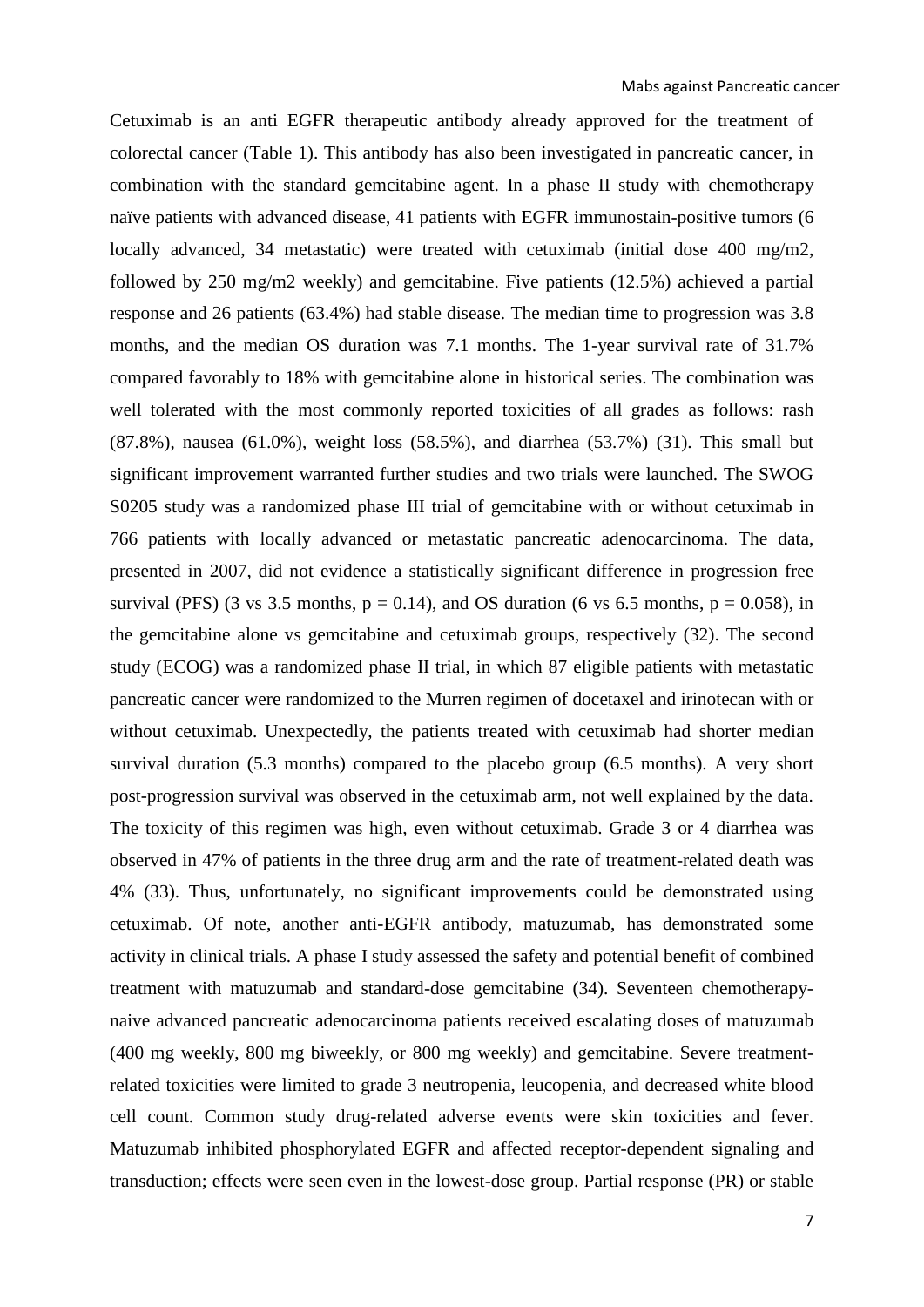Cetuximab is an anti EGFR therapeutic antibody already approved for the treatment of colorectal cancer (Table 1). This antibody has also been investigated in pancreatic cancer, in combination with the standard gemcitabine agent. In a phase II study with chemotherapy naïve patients with advanced disease, 41 patients with EGFR immunostain-positive tumors (6 locally advanced, 34 metastatic) were treated with cetuximab (initial dose 400 mg/m2, followed by 250 mg/m2 weekly) and gemcitabine. Five patients (12.5%) achieved a partial response and 26 patients (63.4%) had stable disease. The median time to progression was 3.8 months, and the median OS duration was 7.1 months. The 1-year survival rate of 31.7% compared favorably to 18% with gemcitabine alone in historical series. The combination was well tolerated with the most commonly reported toxicities of all grades as follows: rash (87.8%), nausea (61.0%), weight loss (58.5%), and diarrhea (53.7%) (31). This small but significant improvement warranted further studies and two trials were launched. The SWOG S0205 study was a randomized phase III trial of gemcitabine with or without cetuximab in 766 patients with locally advanced or metastatic pancreatic adenocarcinoma. The data, presented in 2007, did not evidence a statistically significant difference in progression free survival (PFS) (3 vs 3.5 months, $p = 0.14$), and OS duration (6 vs 6.5 months, $p = 0.058$), in the gemcitabine alone vs gemcitabine and cetuximab groups, respectively (32). The second study (ECOG) was a randomized phase II trial, in which 87 eligible patients with metastatic pancreatic cancer were randomized to the Murren regimen of docetaxel and irinotecan with or without cetuximab. Unexpectedly, the patients treated with cetuximab had shorter median survival duration (5.3 months) compared to the placebo group (6.5 months). A very short post-progression survival was observed in the cetuximab arm, not well explained by the data. The toxicity of this regimen was high, even without cetuximab. Grade 3 or 4 diarrhea was observed in 47% of patients in the three drug arm and the rate of treatment-related death was 4% (33). Thus, unfortunately, no significant improvements could be demonstrated using cetuximab. Of note, another anti-EGFR antibody, matuzumab, has demonstrated some activity in clinical trials. A phase I study assessed the safety and potential benefit of combined treatment with matuzumab and standard-dose gemcitabine (34). Seventeen chemotherapy-naive advanced pancreatic adenocarcinoma patients received escalating doses of matuzumab (400 mg weekly, 800 mg biweekly, or 800 mg weekly) and gemcitabine. Severe treatment-related toxicities were limited to grade 3 neutropenia, leucopenia, and decreased white blood cell count. Common study drug-related adverse events were skin toxicities and fever. Matuzumab inhibited phosphorylated EGFR and affected receptor-dependent signaling and transduction; effects were seen even in the lowest-dose group. Partial response (PR) or stable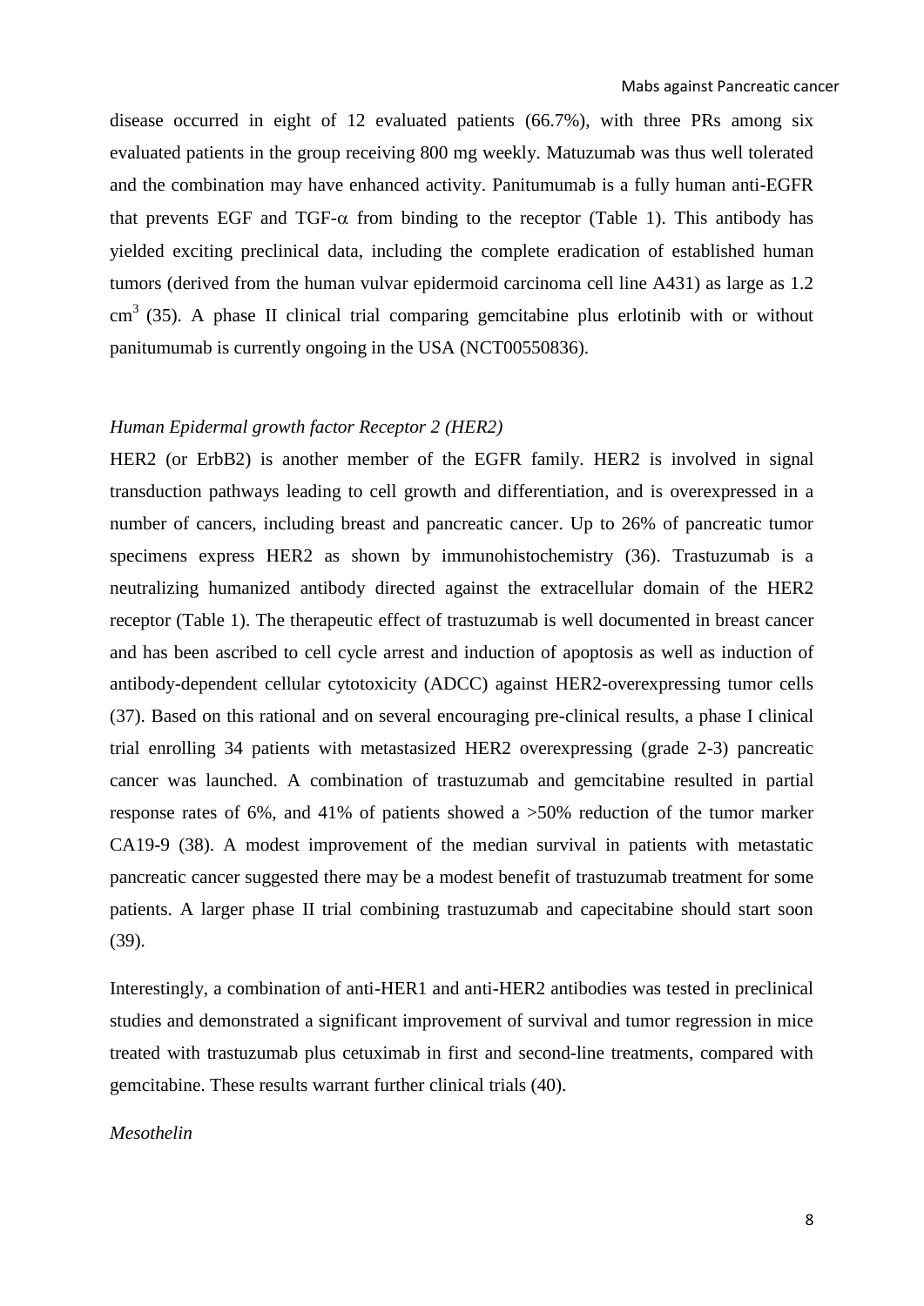disease occurred in eight of 12 evaluated patients (66.7%), with three PRs among six evaluated patients in the group receiving 800 mg weekly. Matuzumab was thus well tolerated and the combination may have enhanced activity. Panitumumab is a fully human anti-EGFR that prevents EGF and TGF-$\alpha$ from binding to the receptor (Table 1). This antibody has yielded exciting preclinical data, including the complete eradication of established human tumors (derived from the human vulvar epidermoid carcinoma cell line A431) as large as 1.2 $cm^3$ (35). A phase II clinical trial comparing gemcitabine plus erlotinib with or without panitumumab is currently ongoing in the USA (NCT00550836).

*Human Epidermal growth factor Receptor 2 (HER2)*

HER2 (or ErbB2) is another member of the EGFR family. HER2 is involved in signal transduction pathways leading to cell growth and differentiation, and is overexpressed in a number of cancers, including breast and pancreatic cancer. Up to 26% of pancreatic tumor specimens express HER2 as shown by immunohistochemistry (36). Trastuzumab is a neutralizing humanized antibody directed against the extracellular domain of the HER2 receptor (Table 1). The therapeutic effect of trastuzumab is well documented in breast cancer and has been ascribed to cell cycle arrest and induction of apoptosis as well as induction of antibody-dependent cellular cytotoxicity (ADCC) against HER2-overexpressing tumor cells (37). Based on this rational and on several encouraging pre-clinical results, a phase I clinical trial enrolling 34 patients with metastasized HER2 overexpressing (grade 2-3) pancreatic cancer was launched. A combination of trastuzumab and gemcitabine resulted in partial response rates of 6%, and 41% of patients showed a >50% reduction of the tumor marker CA19-9 (38). A modest improvement of the median survival in patients with metastatic pancreatic cancer suggested there may be a modest benefit of trastuzumab treatment for some patients. A larger phase II trial combining trastuzumab and capecitabine should start soon (39).

Interestingly, a combination of anti-HER1 and anti-HER2 antibodies was tested in preclinical studies and demonstrated a significant improvement of survival and tumor regression in mice treated with trastuzumab plus cetuximab in first and second-line treatments, compared with gemcitabine. These results warrant further clinical trials (40).

*Mesothelin*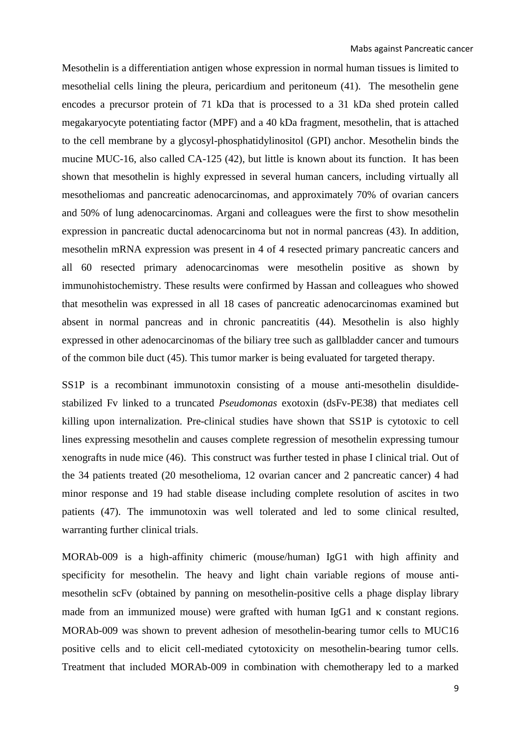Mesothelin is a differentiation antigen whose expression in normal human tissues is limited to mesothelial cells lining the pleura, pericardium and peritoneum (41). The mesothelin gene encodes a precursor protein of 71 kDa that is processed to a 31 kDa shed protein called megakaryocyte potentiating factor (MPF) and a 40 kDa fragment, mesothelin, that is attached to the cell membrane by a glycosyl-phosphatidylinositol (GPI) anchor. Mesothelin binds the mucine MUC-16, also called CA-125 (42), but little is known about its function. It has been shown that mesothelin is highly expressed in several human cancers, including virtually all mesotheliomas and pancreatic adenocarcinomas, and approximately 70% of ovarian cancers and 50% of lung adenocarcinomas. Argani and colleagues were the first to show mesothelin expression in pancreatic ductal adenocarcinoma but not in normal pancreas (43). In addition, mesothelin mRNA expression was present in 4 of 4 resected primary pancreatic cancers and all 60 resected primary adenocarcinomas were mesothelin positive as shown by immunohistochemistry. These results were confirmed by Hassan and colleagues who showed that mesothelin was expressed in all 18 cases of pancreatic adenocarcinomas examined but absent in normal pancreas and in chronic pancreatitis (44). Mesothelin is also highly expressed in other adenocarcinomas of the biliary tree such as gallbladder cancer and tumours of the common bile duct (45). This tumor marker is being evaluated for targeted therapy.

SS1P is a recombinant immunotoxin consisting of a mouse anti-mesothelin disuldide-stabilized Fv linked to a truncated *Pseudomonas* exotoxin (dsFv-PE38) that mediates cell killing upon internalization. Pre-clinical studies have shown that SS1P is cytotoxic to cell lines expressing mesothelin and causes complete regression of mesothelin expressing tumour xenografts in nude mice (46). This construct was further tested in phase I clinical trial. Out of the 34 patients treated (20 mesothelioma, 12 ovarian cancer and 2 pancreatic cancer) 4 had minor response and 19 had stable disease including complete resolution of ascites in two patients (47). The immunotoxin was well tolerated and led to some clinical resulted, warranting further clinical trials.

MORAb-009 is a high-affinity chimeric (mouse/human) IgG1 with high affinity and specificity for mesothelin. The heavy and light chain variable regions of mouse anti-mesothelin scFv (obtained by panning on mesothelin-positive cells a phage display library made from an immunized mouse) were grafted with human IgG1 and $\kappa$ constant regions. MORAb-009 was shown to prevent adhesion of mesothelin-bearing tumor cells to MUC16 positive cells and to elicit cell-mediated cytotoxicity on mesothelin-bearing tumor cells. Treatment that included MORAb-009 in combination with chemotherapy led to a marked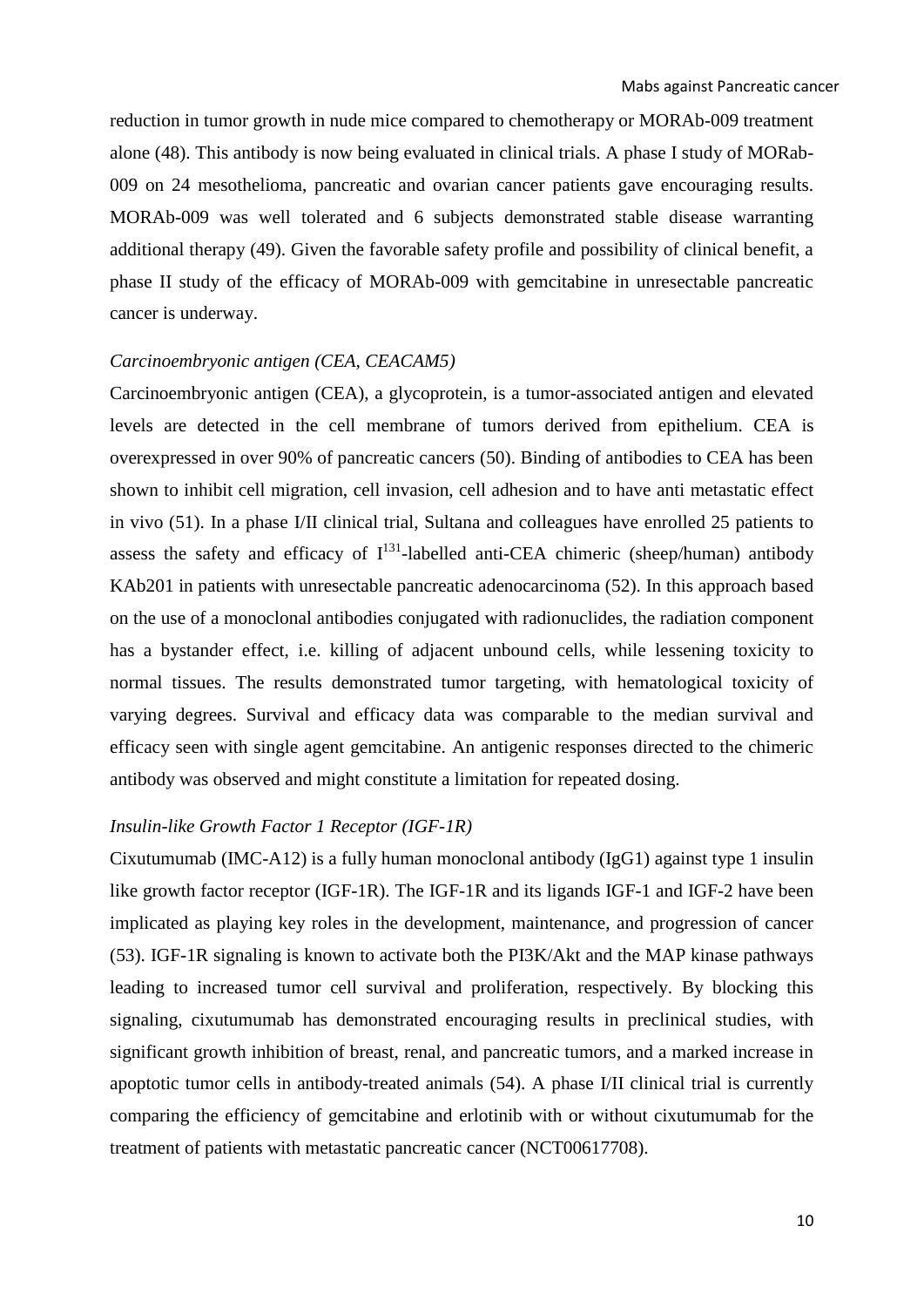reduction in tumor growth in nude mice compared to chemotherapy or MORAb-009 treatment alone (48). This antibody is now being evaluated in clinical trials. A phase I study of MORab-009 on 24 mesothelioma, pancreatic and ovarian cancer patients gave encouraging results. MORAb-009 was well tolerated and 6 subjects demonstrated stable disease warranting additional therapy (49). Given the favorable safety profile and possibility of clinical benefit, a phase II study of the efficacy of MORAb-009 with gemcitabine in unresectable pancreatic cancer is underway.

*Carcinoembryonic antigen (CEA, CEACAM5)*

Carcinoembryonic antigen (CEA), a glycoprotein, is a tumor-associated antigen and elevated levels are detected in the cell membrane of tumors derived from epithelium. CEA is overexpressed in over 90% of pancreatic cancers (50). Binding of antibodies to CEA has been shown to inhibit cell migration, cell invasion, cell adhesion and to have anti metastatic effect in vivo (51). In a phase I/II clinical trial, Sultana and colleagues have enrolled 25 patients to assess the safety and efficacy of $I^{131}$-labelled anti-CEA chimeric (sheep/human) antibody KAb201 in patients with unresectable pancreatic adenocarcinoma (52). In this approach based on the use of a monoclonal antibodies conjugated with radionuclides, the radiation component has a bystander effect, i.e. killing of adjacent unbound cells, while lessening toxicity to normal tissues. The results demonstrated tumor targeting, with hematological toxicity of varying degrees. Survival and efficacy data was comparable to the median survival and efficacy seen with single agent gemcitabine. An antigenic responses directed to the chimeric antibody was observed and might constitute a limitation for repeated dosing.

*Insulin-like Growth Factor 1 Receptor (IGF-1R)*

Cixutumumab (IMC-A12) is a fully human monoclonal antibody (IgG1) against type 1 insulin like growth factor receptor (IGF-1R). The IGF-1R and its ligands IGF-1 and IGF-2 have been implicated as playing key roles in the development, maintenance, and progression of cancer (53). IGF-1R signaling is known to activate both the PI3K/Akt and the MAP kinase pathways leading to increased tumor cell survival and proliferation, respectively. By blocking this signaling, cixutumumab has demonstrated encouraging results in preclinical studies, with significant growth inhibition of breast, renal, and pancreatic tumors, and a marked increase in apoptotic tumor cells in antibody-treated animals (54). A phase I/II clinical trial is currently comparing the efficiency of gemcitabine and erlotinib with or without cixutumumab for the treatment of patients with metastatic pancreatic cancer (NCT00617708).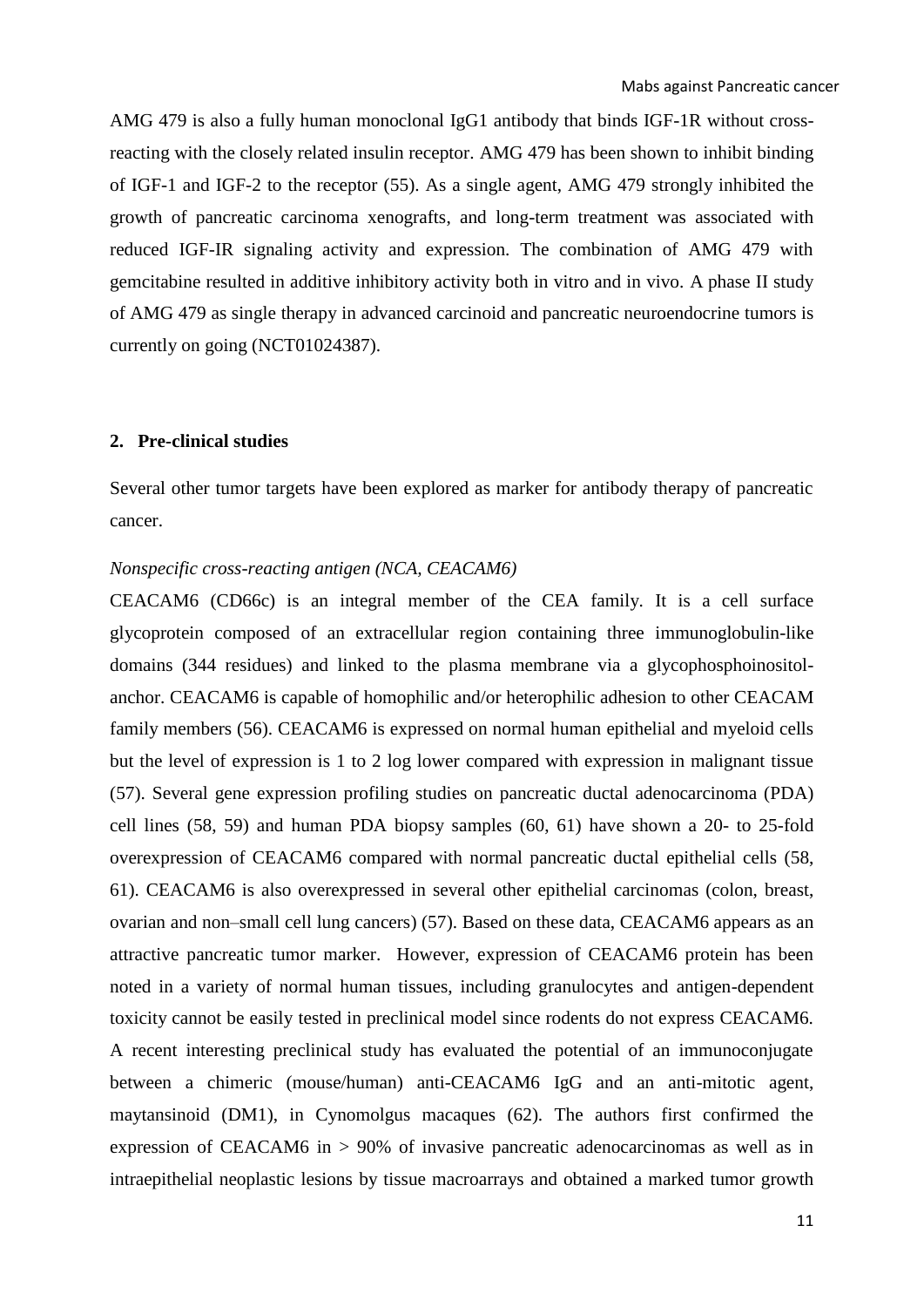AMG 479 is also a fully human monoclonal IgG1 antibody that binds IGF-1R without cross-reacting with the closely related insulin receptor. AMG 479 has been shown to inhibit binding of IGF-1 and IGF-2 to the receptor (55). As a single agent, AMG 479 strongly inhibited the growth of pancreatic carcinoma xenografts, and long-term treatment was associated with reduced IGF-IR signaling activity and expression. The combination of AMG 479 with gemcitabine resulted in additive inhibitory activity both in vitro and in vivo. A phase II study of AMG 479 as single therapy in advanced carcinoid and pancreatic neuroendocrine tumors is currently on going (NCT01024387).

## 2. Pre-clinical studies

Several other tumor targets have been explored as marker for antibody therapy of pancreatic cancer.

*Nonspecific cross-reacting antigen (NCA, CEACAM6)*

CEACAM6 (CD66c) is an integral member of the CEA family. It is a cell surface glycoprotein composed of an extracellular region containing three immunoglobulin-like domains (344 residues) and linked to the plasma membrane via a glycophosphoinositol-anchor. CEACAM6 is capable of homophilic and/or heterophilic adhesion to other CEACAM family members (56). CEACAM6 is expressed on normal human epithelial and myeloid cells but the level of expression is 1 to 2 log lower compared with expression in malignant tissue (57). Several gene expression profiling studies on pancreatic ductal adenocarcinoma (PDA) cell lines (58, 59) and human PDA biopsy samples (60, 61) have shown a 20- to 25-fold overexpression of CEACAM6 compared with normal pancreatic ductal epithelial cells (58, 61). CEACAM6 is also overexpressed in several other epithelial carcinomas (colon, breast, ovarian and non–small cell lung cancers) (57). Based on these data, CEACAM6 appears as an attractive pancreatic tumor marker. However, expression of CEACAM6 protein has been noted in a variety of normal human tissues, including granulocytes and antigen-dependent toxicity cannot be easily tested in preclinical model since rodents do not express CEACAM6. A recent interesting preclinical study has evaluated the potential of an immunoconjugate between a chimeric (mouse/human) anti-CEACAM6 IgG and an anti-mitotic agent, maytansinoid (DM1), in Cynomolgus macaques (62). The authors first confirmed the expression of CEACAM6 in > 90% of invasive pancreatic adenocarcinomas as well as in intraepithelial neoplastic lesions by tissue macroarrays and obtained a marked tumor growth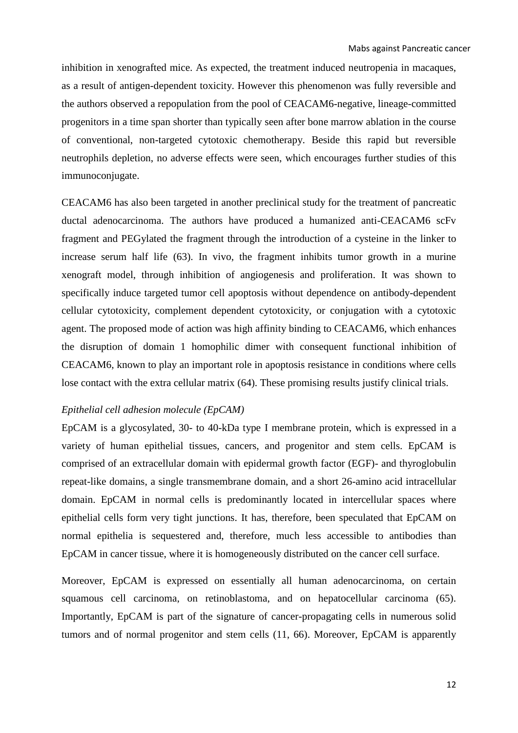inhibition in xenografted mice. As expected, the treatment induced neutropenia in macaques, as a result of antigen-dependent toxicity. However this phenomenon was fully reversible and the authors observed a repopulation from the pool of CEACAM6-negative, lineage-committed progenitors in a time span shorter than typically seen after bone marrow ablation in the course of conventional, non-targeted cytotoxic chemotherapy. Beside this rapid but reversible neutrophils depletion, no adverse effects were seen, which encourages further studies of this immunoconjugate.

CEACAM6 has also been targeted in another preclinical study for the treatment of pancreatic ductal adenocarcinoma. The authors have produced a humanized anti-CEACAM6 scFv fragment and PEGylated the fragment through the introduction of a cysteine in the linker to increase serum half life (63). In vivo, the fragment inhibits tumor growth in a murine xenograft model, through inhibition of angiogenesis and proliferation. It was shown to specifically induce targeted tumor cell apoptosis without dependence on antibody-dependent cellular cytotoxicity, complement dependent cytotoxicity, or conjugation with a cytotoxic agent. The proposed mode of action was high affinity binding to CEACAM6, which enhances the disruption of domain 1 homophilic dimer with consequent functional inhibition of CEACAM6, known to play an important role in apoptosis resistance in conditions where cells lose contact with the extra cellular matrix (64). These promising results justify clinical trials.

*Epithelial cell adhesion molecule (EpCAM)*

EpCAM is a glycosylated, 30- to 40-kDa type I membrane protein, which is expressed in a variety of human epithelial tissues, cancers, and progenitor and stem cells. EpCAM is comprised of an extracellular domain with epidermal growth factor (EGF)- and thyroglobulin repeat-like domains, a single transmembrane domain, and a short 26-amino acid intracellular domain. EpCAM in normal cells is predominantly located in intercellular spaces where epithelial cells form very tight junctions. It has, therefore, been speculated that EpCAM on normal epithelia is sequestered and, therefore, much less accessible to antibodies than EpCAM in cancer tissue, where it is homogeneously distributed on the cancer cell surface.

Moreover, EpCAM is expressed on essentially all human adenocarcinoma, on certain squamous cell carcinoma, on retinoblastoma, and on hepatocellular carcinoma (65). Importantly, EpCAM is part of the signature of cancer-propagating cells in numerous solid tumors and of normal progenitor and stem cells (11, 66). Moreover, EpCAM is apparently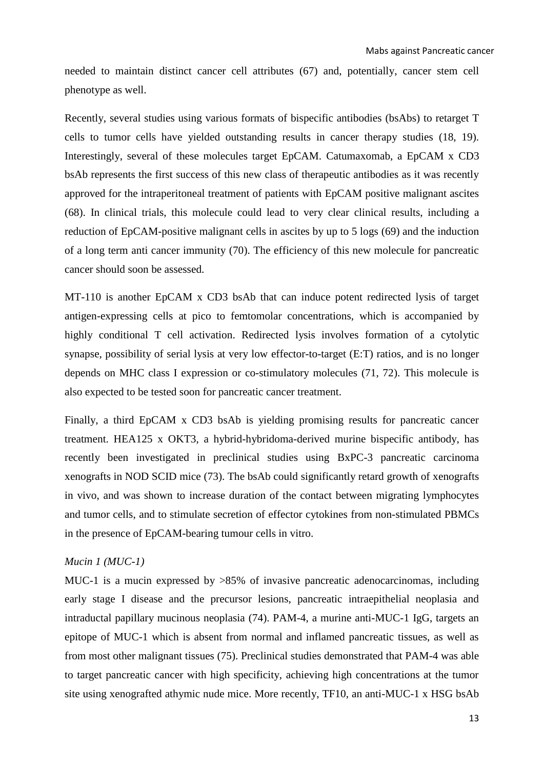needed to maintain distinct cancer cell attributes (67) and, potentially, cancer stem cell phenotype as well.

Recently, several studies using various formats of bispecific antibodies (bsAbs) to retarget T cells to tumor cells have yielded outstanding results in cancer therapy studies (18, 19). Interestingly, several of these molecules target EpCAM. Catumaxomab, a EpCAM x CD3 bsAb represents the first success of this new class of therapeutic antibodies as it was recently approved for the intraperitoneal treatment of patients with EpCAM positive malignant ascites (68). In clinical trials, this molecule could lead to very clear clinical results, including a reduction of EpCAM-positive malignant cells in ascites by up to 5 logs (69) and the induction of a long term anti cancer immunity (70). The efficiency of this new molecule for pancreatic cancer should soon be assessed.

MT-110 is another EpCAM x CD3 bsAb that can induce potent redirected lysis of target antigen-expressing cells at pico to femtomolar concentrations, which is accompanied by highly conditional T cell activation. Redirected lysis involves formation of a cytolytic synapse, possibility of serial lysis at very low effector-to-target (E:T) ratios, and is no longer depends on MHC class I expression or co-stimulatory molecules (71, 72). This molecule is also expected to be tested soon for pancreatic cancer treatment.

Finally, a third EpCAM x CD3 bsAb is yielding promising results for pancreatic cancer treatment. HEA125 x OKT3, a hybrid-hybridoma-derived murine bispecific antibody, has recently been investigated in preclinical studies using BxPC-3 pancreatic carcinoma xenografts in NOD SCID mice (73). The bsAb could significantly retard growth of xenografts in vivo, and was shown to increase duration of the contact between migrating lymphocytes and tumor cells, and to stimulate secretion of effector cytokines from non-stimulated PBMCs in the presence of EpCAM-bearing tumour cells in vitro.

*Mucin 1 (MUC-1)*

MUC-1 is a mucin expressed by >85% of invasive pancreatic adenocarcinomas, including early stage I disease and the precursor lesions, pancreatic intraepithelial neoplasia and intraductal papillary mucinous neoplasia (74). PAM-4, a murine anti-MUC-1 IgG, targets an epitope of MUC-1 which is absent from normal and inflamed pancreatic tissues, as well as from most other malignant tissues (75). Preclinical studies demonstrated that PAM-4 was able to target pancreatic cancer with high specificity, achieving high concentrations at the tumor site using xenografted athymic nude mice. More recently, TF10, an anti-MUC-1 x HSG bsAb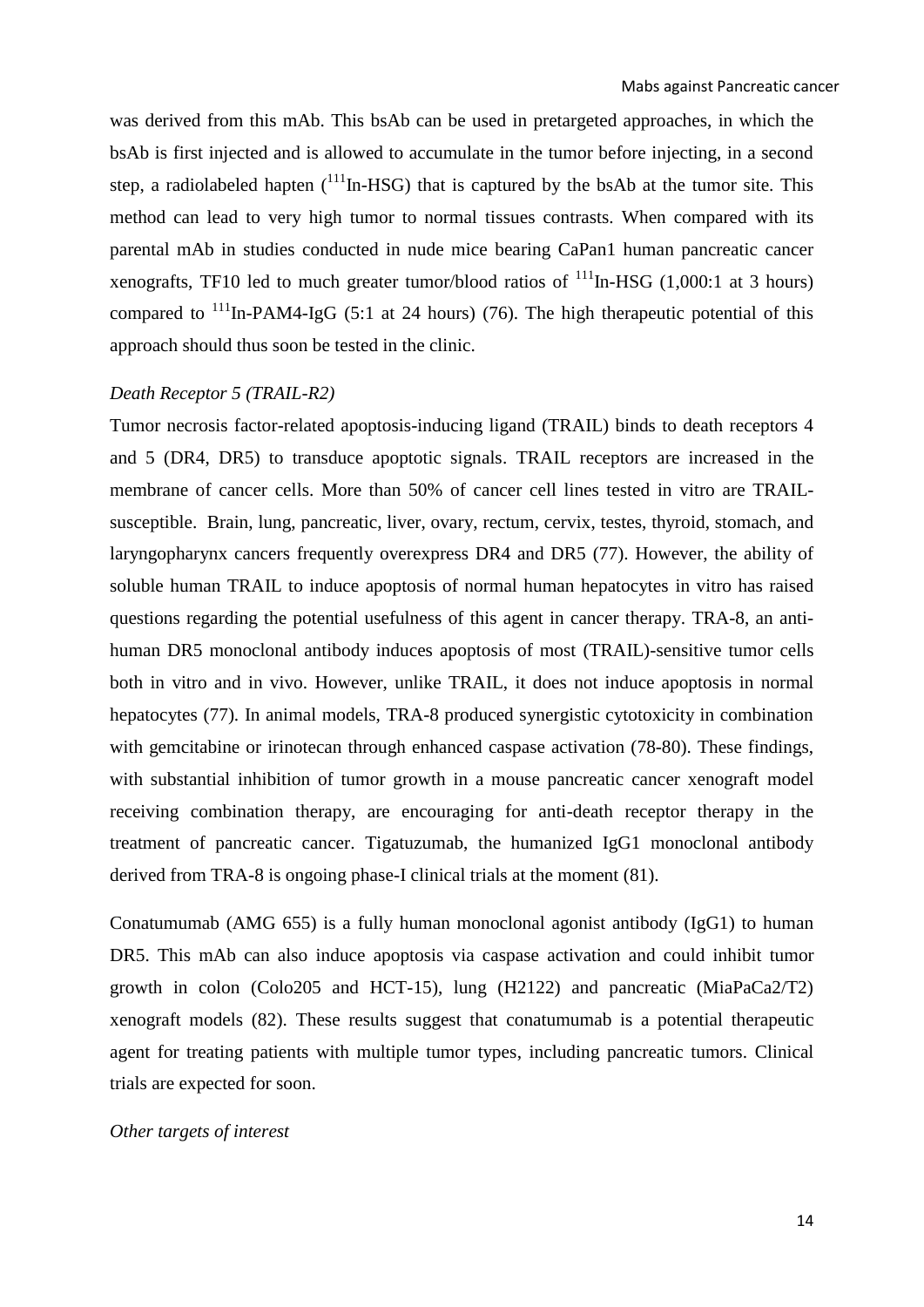was derived from this mAb. This bsAb can be used in pretargeted approaches, in which the bsAb is first injected and is allowed to accumulate in the tumor before injecting, in a second step, a radiolabeled hapten ($^{111}$In-HSG) that is captured by the bsAb at the tumor site. This method can lead to very high tumor to normal tissues contrasts. When compared with its parental mAb in studies conducted in nude mice bearing CaPan1 human pancreatic cancer xenografts, TF10 led to much greater tumor/blood ratios of $^{111}$In-HSG (1,000:1 at 3 hours) compared to $^{111}$In-PAM4-IgG (5:1 at 24 hours) (76). The high therapeutic potential of this approach should thus soon be tested in the clinic.

*Death Receptor 5 (TRAIL-R2)*

Tumor necrosis factor-related apoptosis-inducing ligand (TRAIL) binds to death receptors 4 and 5 (DR4, DR5) to transduce apoptotic signals. TRAIL receptors are increased in the membrane of cancer cells. More than 50% of cancer cell lines tested in vitro are TRAIL-susceptible. Brain, lung, pancreatic, liver, ovary, rectum, cervix, testes, thyroid, stomach, and laryngopharynx cancers frequently overexpress DR4 and DR5 (77). However, the ability of soluble human TRAIL to induce apoptosis of normal human hepatocytes in vitro has raised questions regarding the potential usefulness of this agent in cancer therapy. TRA-8, an anti-human DR5 monoclonal antibody induces apoptosis of most (TRAIL)-sensitive tumor cells both in vitro and in vivo. However, unlike TRAIL, it does not induce apoptosis in normal hepatocytes (77). In animal models, TRA-8 produced synergistic cytotoxicity in combination with gemcitabine or irinotecan through enhanced caspase activation (78-80). These findings, with substantial inhibition of tumor growth in a mouse pancreatic cancer xenograft model receiving combination therapy, are encouraging for anti-death receptor therapy in the treatment of pancreatic cancer. Tigatuzumab, the humanized IgG1 monoclonal antibody derived from TRA-8 is ongoing phase-I clinical trials at the moment (81).

Conatumumab (AMG 655) is a fully human monoclonal agonist antibody (IgG1) to human DR5. This mAb can also induce apoptosis via caspase activation and could inhibit tumor growth in colon (Colo205 and HCT-15), lung (H2122) and pancreatic (MiaPaCa2/T2) xenograft models (82). These results suggest that conatumumab is a potential therapeutic agent for treating patients with multiple tumor types, including pancreatic tumors. Clinical trials are expected for soon.

*Other targets of interest*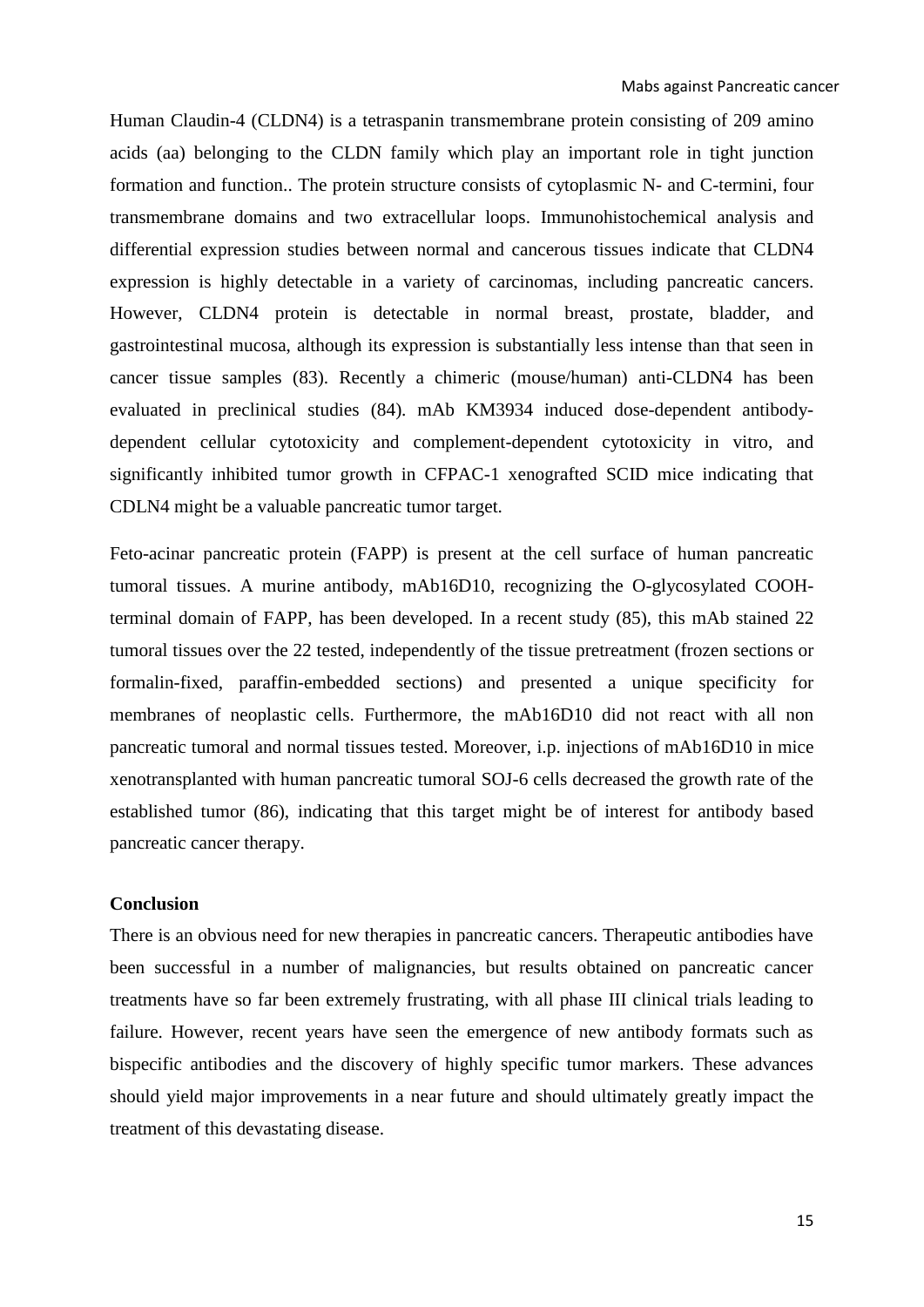Human Claudin-4 (CLDN4) is a tetraspanin transmembrane protein consisting of 209 amino acids (aa) belonging to the CLDN family which play an important role in tight junction formation and function.. The protein structure consists of cytoplasmic N- and C-termini, four transmembrane domains and two extracellular loops. Immunohistochemical analysis and differential expression studies between normal and cancerous tissues indicate that CLDN4 expression is highly detectable in a variety of carcinomas, including pancreatic cancers. However, CLDN4 protein is detectable in normal breast, prostate, bladder, and gastrointestinal mucosa, although its expression is substantially less intense than that seen in cancer tissue samples (83). Recently a chimeric (mouse/human) anti-CLDN4 has been evaluated in preclinical studies (84). mAb KM3934 induced dose-dependent antibody-dependent cellular cytotoxicity and complement-dependent cytotoxicity in vitro, and significantly inhibited tumor growth in CFPAC-1 xenografted SCID mice indicating that CDLN4 might be a valuable pancreatic tumor target.

Feto-acinar pancreatic protein (FAPP) is present at the cell surface of human pancreatic tumoral tissues. A murine antibody, mAb16D10, recognizing the O-glycosylated COOH-terminal domain of FAPP, has been developed. In a recent study (85), this mAb stained 22 tumoral tissues over the 22 tested, independently of the tissue pretreatment (frozen sections or formalin-fixed, paraffin-embedded sections) and presented a unique specificity for membranes of neoplastic cells. Furthermore, the mAb16D10 did not react with all non pancreatic tumoral and normal tissues tested. Moreover, i.p. injections of mAb16D10 in mice xenotransplanted with human pancreatic tumoral SOJ-6 cells decreased the growth rate of the established tumor (86), indicating that this target might be of interest for antibody based pancreatic cancer therapy.

## Conclusion

There is an obvious need for new therapies in pancreatic cancers. Therapeutic antibodies have been successful in a number of malignancies, but results obtained on pancreatic cancer treatments have so far been extremely frustrating, with all phase III clinical trials leading to failure. However, recent years have seen the emergence of new antibody formats such as bispecific antibodies and the discovery of highly specific tumor markers. These advances should yield major improvements in a near future and should ultimately greatly impact the treatment of this devastating disease.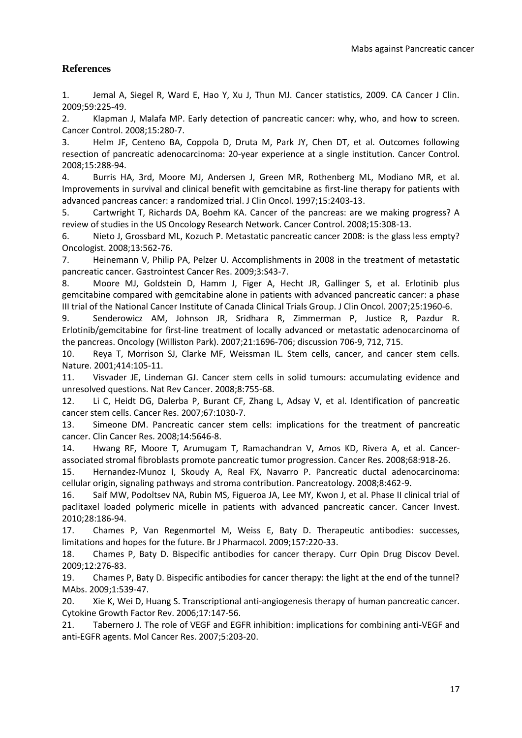## References

1. Jemal A, Siegel R, Ward E, Hao Y, Xu J, Thun MJ. Cancer statistics, 2009. CA Cancer J Clin. 2009;59:225-49.
2. Klapman J, Malafa MP. Early detection of pancreatic cancer: why, who, and how to screen. Cancer Control. 2008;15:280-7.
3. Helm JF, Centeno BA, Coppola D, Druta M, Park JY, Chen DT, et al. Outcomes following resection of pancreatic adenocarcinoma: 20-year experience at a single institution. Cancer Control. 2008;15:288-94.
4. Burris HA, 3rd, Moore MJ, Andersen J, Green MR, Rothenberg ML, Modiano MR, et al. Improvements in survival and clinical benefit with gemcitabine as first-line therapy for patients with advanced pancreas cancer: a randomized trial. J Clin Oncol. 1997;15:2403-13.
5. Cartwright T, Richards DA, Boehm KA. Cancer of the pancreas: are we making progress? A review of studies in the US Oncology Research Network. Cancer Control. 2008;15:308-13.
6. Nieto J, Grossbard ML, Kozuch P. Metastatic pancreatic cancer 2008: is the glass less empty? Oncologist. 2008;13:562-76.
7. Heinemann V, Philip PA, Pelzer U. Accomplishments in 2008 in the treatment of metastatic pancreatic cancer. Gastrointest Cancer Res. 2009;3:S43-7.
8. Moore MJ, Goldstein D, Hamm J, Figer A, Hecht JR, Gallinger S, et al. Erlotinib plus gemcitabine compared with gemcitabine alone in patients with advanced pancreatic cancer: a phase III trial of the National Cancer Institute of Canada Clinical Trials Group. J Clin Oncol. 2007;25:1960-6.
9. Senderowicz AM, Johnson JR, Sridhara R, Zimmerman P, Justice R, Pazdur R. Erlotinib/gemcitabine for first-line treatment of locally advanced or metastatic adenocarcinoma of the pancreas. Oncology (Williston Park). 2007;21:1696-706; discussion 706-9, 712, 715.
10. Reya T, Morrison SJ, Clarke MF, Weissman IL. Stem cells, cancer, and cancer stem cells. Nature. 2001;414:105-11.
11. Visvader JE, Lindeman GJ. Cancer stem cells in solid tumours: accumulating evidence and unresolved questions. Nat Rev Cancer. 2008;8:755-68.
12. Li C, Heidt DG, Dalerba P, Burant CF, Zhang L, Adsay V, et al. Identification of pancreatic cancer stem cells. Cancer Res. 2007;67:1030-7.
13. Simeone DM. Pancreatic cancer stem cells: implications for the treatment of pancreatic cancer. Clin Cancer Res. 2008;14:5646-8.
14. Hwang RF, Moore T, Arumugam T, Ramachandran V, Amos KD, Rivera A, et al. Cancer-associated stromal fibroblasts promote pancreatic tumor progression. Cancer Res. 2008;68:918-26.
15. Hernandez-Munoz I, Skoudy A, Real FX, Navarro P. Pancreatic ductal adenocarcinoma: cellular origin, signaling pathways and stroma contribution. Pancreatology. 2008;8:462-9.
16. Saif MW, Podoltsev NA, Rubin MS, Figueroa JA, Lee MY, Kwon J, et al. Phase II clinical trial of paclitaxel loaded polymeric micelle in patients with advanced pancreatic cancer. Cancer Invest. 2010;28:186-94.
17. Chames P, Van Regenmortel M, Weiss E, Baty D. Therapeutic antibodies: successes, limitations and hopes for the future. Br J Pharmacol. 2009;157:220-33.
18. Chames P, Baty D. Bispecific antibodies for cancer therapy. Curr Opin Drug Discov Devel. 2009;12:276-83.
19. Chames P, Baty D. Bispecific antibodies for cancer therapy: the light at the end of the tunnel? MAbs. 2009;1:539-47.
20. Xie K, Wei D, Huang S. Transcriptional anti-angiogenesis therapy of human pancreatic cancer. Cytokine Growth Factor Rev. 2006;17:147-56.
21. Tabernero J. The role of VEGF and EGFR inhibition: implications for combining anti-VEGF and anti-EGFR agents. Mol Cancer Res. 2007;5:203-20.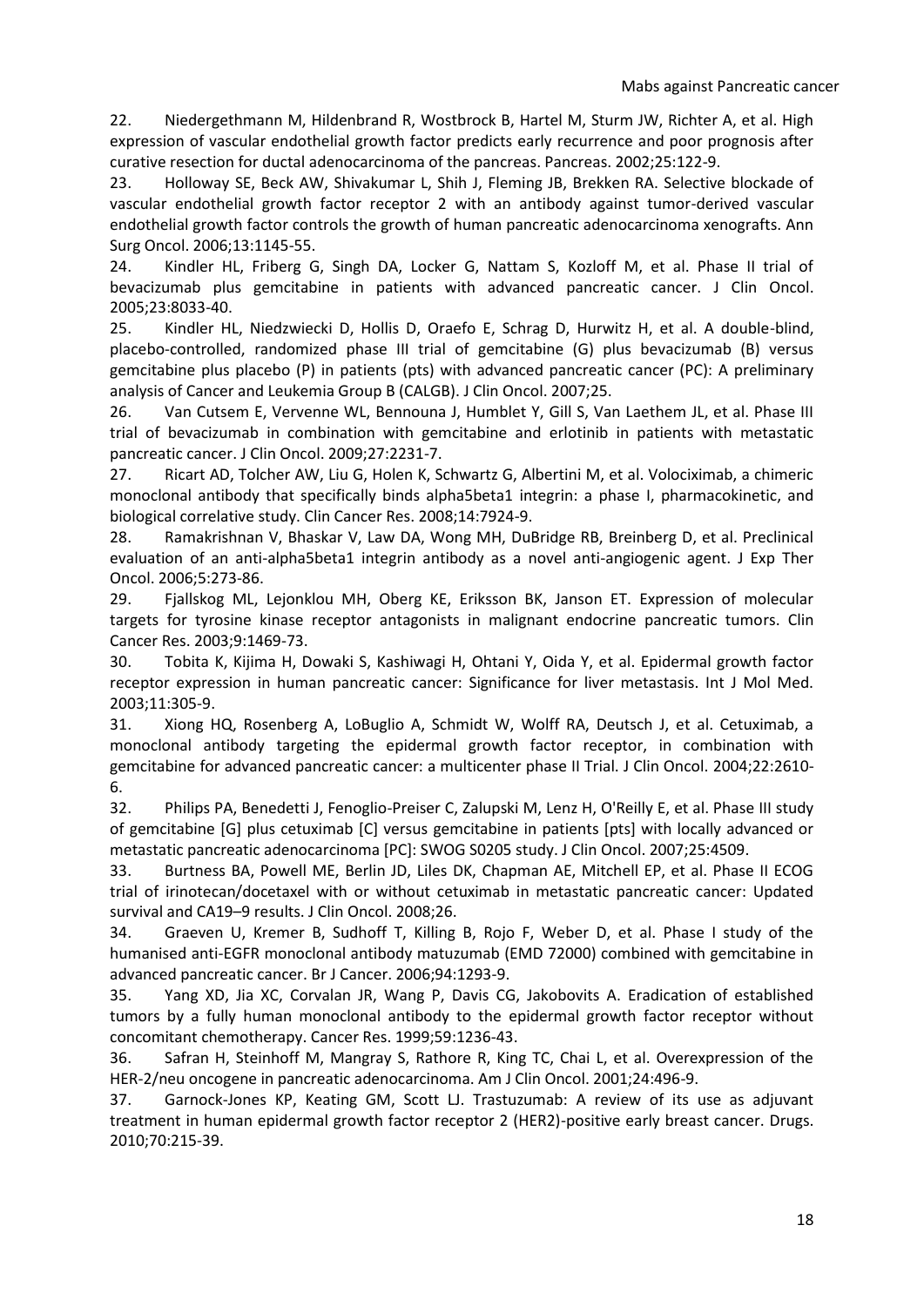22. Niedergethmann M, Hildenbrand R, Wostbrock B, Hartel M, Sturm JW, Richter A, et al. High expression of vascular endothelial growth factor predicts early recurrence and poor prognosis after curative resection for ductal adenocarcinoma of the pancreas. Pancreas. 2002;25:122-9.

23. Holloway SE, Beck AW, Shivakumar L, Shih J, Fleming JB, Brekken RA. Selective blockade of vascular endothelial growth factor receptor 2 with an antibody against tumor-derived vascular endothelial growth factor controls the growth of human pancreatic adenocarcinoma xenografts. Ann Surg Oncol. 2006;13:1145-55.

24. Kindler HL, Friberg G, Singh DA, Locker G, Nattam S, Kozloff M, et al. Phase II trial of bevacizumab plus gemcitabine in patients with advanced pancreatic cancer. J Clin Oncol. 2005;23:8033-40.

25. Kindler HL, Niedzwiecki D, Hollis D, Oraefo E, Schrag D, Hurwitz H, et al. A double-blind, placebo-controlled, randomized phase III trial of gemcitabine (G) plus bevacizumab (B) versus gemcitabine plus placebo (P) in patients (pts) with advanced pancreatic cancer (PC): A preliminary analysis of Cancer and Leukemia Group B (CALGB). J Clin Oncol. 2007;25.

26. Van Cutsem E, Vervenne WL, Bennouna J, Humblet Y, Gill S, Van Laethem JL, et al. Phase III trial of bevacizumab in combination with gemcitabine and erlotinib in patients with metastatic pancreatic cancer. J Clin Oncol. 2009;27:2231-7.

27. Ricart AD, Tolcher AW, Liu G, Holen K, Schwartz G, Albertini M, et al. Volociximab, a chimeric monoclonal antibody that specifically binds alpha5beta1 integrin: a phase I, pharmacokinetic, and biological correlative study. Clin Cancer Res. 2008;14:7924-9.

28. Ramakrishnan V, Bhaskar V, Law DA, Wong MH, DuBridge RB, Breinberg D, et al. Preclinical evaluation of an anti-alpha5beta1 integrin antibody as a novel anti-angiogenic agent. J Exp Ther Oncol. 2006;5:273-86.

29. Fjallskog ML, Lejonklou MH, Oberg KE, Eriksson BK, Janson ET. Expression of molecular targets for tyrosine kinase receptor antagonists in malignant endocrine pancreatic tumors. Clin Cancer Res. 2003;9:1469-73.

30. Tobita K, Kijima H, Dowaki S, Kashiwagi H, Ohtani Y, Oida Y, et al. Epidermal growth factor receptor expression in human pancreatic cancer: Significance for liver metastasis. Int J Mol Med. 2003;11:305-9.

31. Xiong HQ, Rosenberg A, LoBuglio A, Schmidt W, Wolff RA, Deutsch J, et al. Cetuximab, a monoclonal antibody targeting the epidermal growth factor receptor, in combination with gemcitabine for advanced pancreatic cancer: a multicenter phase II Trial. J Clin Oncol. 2004;22:2610-6.

32. Philips PA, Benedetti J, Fenoglio-Preiser C, Zalupski M, Lenz H, O'Reilly E, et al. Phase III study of gemcitabine [G] plus cetuximab [C] versus gemcitabine in patients [pts] with locally advanced or metastatic pancreatic adenocarcinoma [PC]: SWOG S0205 study. J Clin Oncol. 2007;25:4509.

33. Burtness BA, Powell ME, Berlin JD, Liles DK, Chapman AE, Mitchell EP, et al. Phase II ECOG trial of irinotecan/docetaxel with or without cetuximab in metastatic pancreatic cancer: Updated survival and CA19–9 results. J Clin Oncol. 2008;26.

34. Graeven U, Kremer B, Sudhoff T, Killing B, Rojo F, Weber D, et al. Phase I study of the humanised anti-EGFR monoclonal antibody matuzumab (EMD 72000) combined with gemcitabine in advanced pancreatic cancer. Br J Cancer. 2006;94:1293-9.

35. Yang XD, Jia XC, Corvalan JR, Wang P, Davis CG, Jakobovits A. Eradication of established tumors by a fully human monoclonal antibody to the epidermal growth factor receptor without concomitant chemotherapy. Cancer Res. 1999;59:1236-43.

36. Safran H, Steinhoff M, Mangray S, Rathore R, King TC, Chai L, et al. Overexpression of the HER-2/neu oncogene in pancreatic adenocarcinoma. Am J Clin Oncol. 2001;24:496-9.

37. Garnock-Jones KP, Keating GM, Scott LJ. Trastuzumab: A review of its use as adjuvant treatment in human epidermal growth factor receptor 2 (HER2)-positive early breast cancer. Drugs. 2010;70:215-39.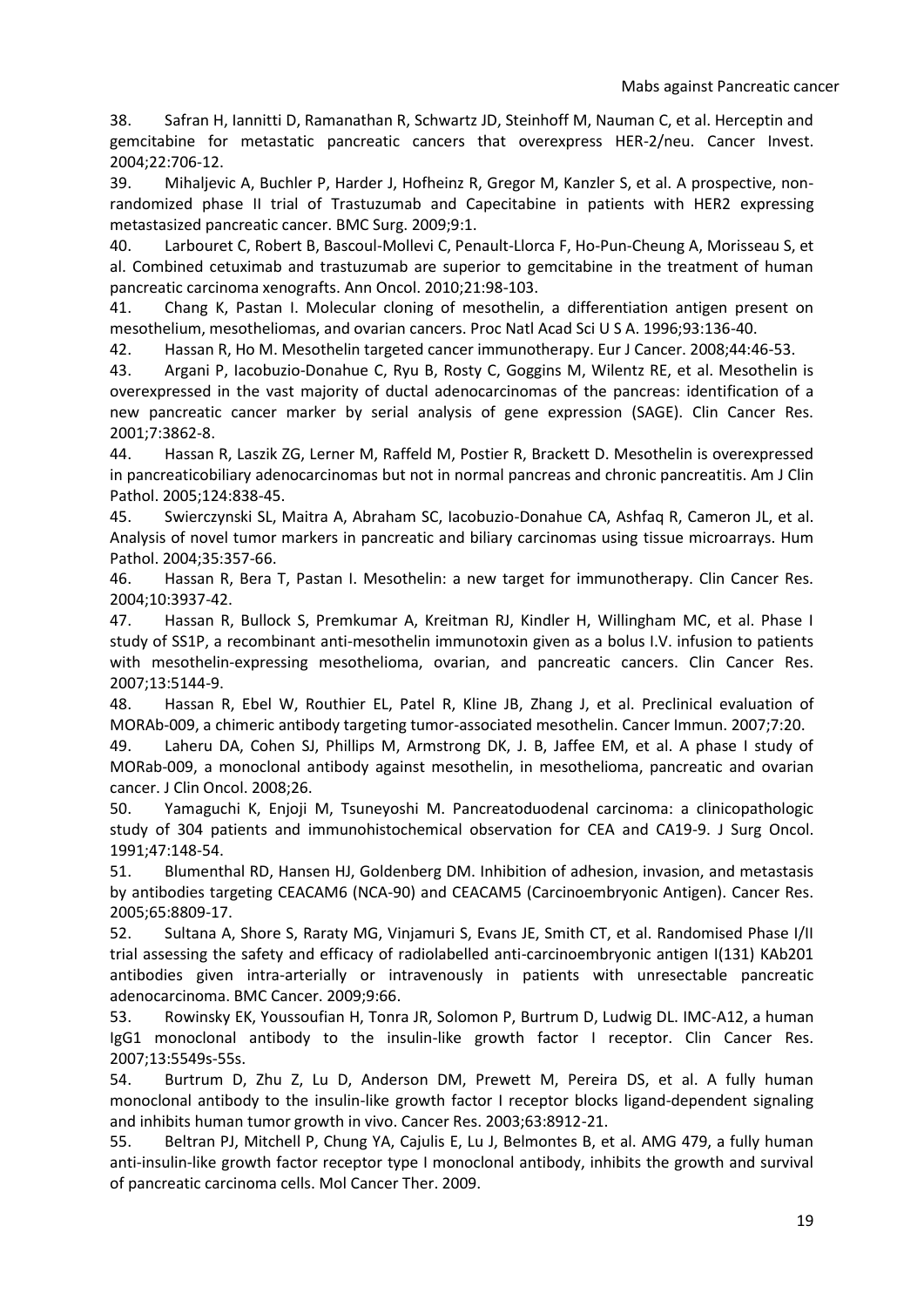38. Safran H, Iannitti D, Ramanathan R, Schwartz JD, Steinhoff M, Nauman C, et al. Herceptin and gemcitabine for metastatic pancreatic cancers that overexpress HER-2/neu. Cancer Invest. 2004;22:706-12.

39. Mihaljevic A, Buchler P, Harder J, Hofheinz R, Gregor M, Kanzler S, et al. A prospective, non-randomized phase II trial of Trastuzumab and Capecitabine in patients with HER2 expressing metastasized pancreatic cancer. BMC Surg. 2009;9:1.

40. Larbouret C, Robert B, Bascoul-Mollevi C, Penault-Llorca F, Ho-Pun-Cheung A, Morisseau S, et al. Combined cetuximab and trastuzumab are superior to gemcitabine in the treatment of human pancreatic carcinoma xenografts. Ann Oncol. 2010;21:98-103.

41. Chang K, Pastan I. Molecular cloning of mesothelin, a differentiation antigen present on mesothelium, mesotheliomas, and ovarian cancers. Proc Natl Acad Sci U S A. 1996;93:136-40.

42. Hassan R, Ho M. Mesothelin targeted cancer immunotherapy. Eur J Cancer. 2008;44:46-53.

43. Argani P, Iacobuzio-Donahue C, Ryu B, Rosty C, Goggins M, Wilentz RE, et al. Mesothelin is overexpressed in the vast majority of ductal adenocarcinomas of the pancreas: identification of a new pancreatic cancer marker by serial analysis of gene expression (SAGE). Clin Cancer Res. 2001;7:3862-8.

44. Hassan R, Laszik ZG, Lerner M, Raffeld M, Postier R, Brackett D. Mesothelin is overexpressed in pancreaticobiliary adenocarcinomas but not in normal pancreas and chronic pancreatitis. Am J Clin Pathol. 2005;124:838-45.

45. Swierczynski SL, Maitra A, Abraham SC, Iacobuzio-Donahue CA, Ashfaq R, Cameron JL, et al. Analysis of novel tumor markers in pancreatic and biliary carcinomas using tissue microarrays. Hum Pathol. 2004;35:357-66.

46. Hassan R, Bera T, Pastan I. Mesothelin: a new target for immunotherapy. Clin Cancer Res. 2004;10:3937-42.

47. Hassan R, Bullock S, Premkumar A, Kreitman RJ, Kindler H, Willingham MC, et al. Phase I study of SS1P, a recombinant anti-mesothelin immunotoxin given as a bolus I.V. infusion to patients with mesothelin-expressing mesothelioma, ovarian, and pancreatic cancers. Clin Cancer Res. 2007;13:5144-9.

48. Hassan R, Ebel W, Routhier EL, Patel R, Kline JB, Zhang J, et al. Preclinical evaluation of MORAb-009, a chimeric antibody targeting tumor-associated mesothelin. Cancer Immun. 2007;7:20.

49. Laheru DA, Cohen SJ, Phillips M, Armstrong DK, J. B, Jaffee EM, et al. A phase I study of MORab-009, a monoclonal antibody against mesothelin, in mesothelioma, pancreatic and ovarian cancer. J Clin Oncol. 2008;26.

50. Yamaguchi K, Enjoji M, Tsuneyoshi M. Pancreatoduodenal carcinoma: a clinicopathologic study of 304 patients and immunohistochemical observation for CEA and CA19-9. J Surg Oncol. 1991;47:148-54.

51. Blumenthal RD, Hansen HJ, Goldenberg DM. Inhibition of adhesion, invasion, and metastasis by antibodies targeting CEACAM6 (NCA-90) and CEACAM5 (Carcinoembryonic Antigen). Cancer Res. 2005;65:8809-17.

52. Sultana A, Shore S, Raraty MG, Vinjamuri S, Evans JE, Smith CT, et al. Randomised Phase I/II trial assessing the safety and efficacy of radiolabelled anti-carcinoembryonic antigen I(131) KAb201 antibodies given intra-arterially or intravenously in patients with unresectable pancreatic adenocarcinoma. BMC Cancer. 2009;9:66.

53. Rowinsky EK, Youssoufian H, Tonra JR, Solomon P, Burtrum D, Ludwig DL. IMC-A12, a human IgG1 monoclonal antibody to the insulin-like growth factor I receptor. Clin Cancer Res. 2007;13:5549s-55s.

54. Burtrum D, Zhu Z, Lu D, Anderson DM, Prewett M, Pereira DS, et al. A fully human monoclonal antibody to the insulin-like growth factor I receptor blocks ligand-dependent signaling and inhibits human tumor growth in vivo. Cancer Res. 2003;63:8912-21.

55. Beltran PJ, Mitchell P, Chung YA, Cajulis E, Lu J, Belmontes B, et al. AMG 479, a fully human anti-insulin-like growth factor receptor type I monoclonal antibody, inhibits the growth and survival of pancreatic carcinoma cells. Mol Cancer Ther. 2009.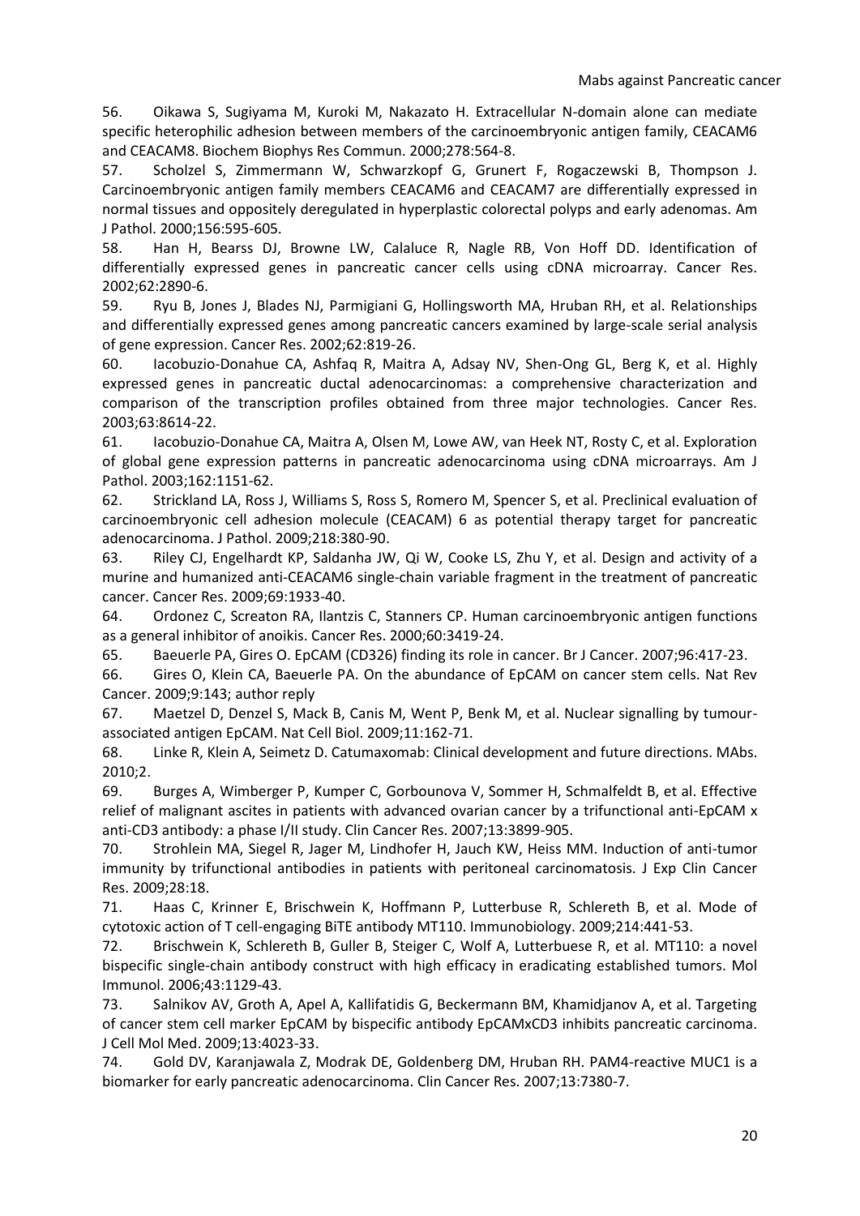56. Oikawa S, Sugiyama M, Kuroki M, Nakazato H. Extracellular N-domain alone can mediate specific heterophilic adhesion between members of the carcinoembryonic antigen family, CEACAM6 and CEACAM8. Biochem Biophys Res Commun. 2000;278:564-8.

57. Scholzel S, Zimmermann W, Schwarzkopf G, Grunert F, Rogaczewski B, Thompson J. Carcinoembryonic antigen family members CEACAM6 and CEACAM7 are differentially expressed in normal tissues and oppositely deregulated in hyperplastic colorectal polyps and early adenomas. Am J Pathol. 2000;156:595-605.

58. Han H, Bearss DJ, Browne LW, Calaluce R, Nagle RB, Von Hoff DD. Identification of differentially expressed genes in pancreatic cancer cells using cDNA microarray. Cancer Res. 2002;62:2890-6.

59. Ryu B, Jones J, Blades NJ, Parmigiani G, Hollingsworth MA, Hruban RH, et al. Relationships and differentially expressed genes among pancreatic cancers examined by large-scale serial analysis of gene expression. Cancer Res. 2002;62:819-26.

60. Iacobuzio-Donahue CA, Ashfaq R, Maitra A, Adsay NV, Shen-Ong GL, Berg K, et al. Highly expressed genes in pancreatic ductal adenocarcinomas: a comprehensive characterization and comparison of the transcription profiles obtained from three major technologies. Cancer Res. 2003;63:8614-22.

61. Iacobuzio-Donahue CA, Maitra A, Olsen M, Lowe AW, van Heek NT, Rosty C, et al. Exploration of global gene expression patterns in pancreatic adenocarcinoma using cDNA microarrays. Am J Pathol. 2003;162:1151-62.

62. Strickland LA, Ross J, Williams S, Ross S, Romero M, Spencer S, et al. Preclinical evaluation of carcinoembryonic cell adhesion molecule (CEACAM) 6 as potential therapy target for pancreatic adenocarcinoma. J Pathol. 2009;218:380-90.

63. Riley CJ, Engelhardt KP, Saldanha JW, Qi W, Cooke LS, Zhu Y, et al. Design and activity of a murine and humanized anti-CEACAM6 single-chain variable fragment in the treatment of pancreatic cancer. Cancer Res. 2009;69:1933-40.

64. Ordonez C, Screaton RA, Ilantzis C, Stanners CP. Human carcinoembryonic antigen functions as a general inhibitor of anoikis. Cancer Res. 2000;60:3419-24.

65. Baeuerle PA, Gires O. EpCAM (CD326) finding its role in cancer. Br J Cancer. 2007;96:417-23.

66. Gires O, Klein CA, Baeuerle PA. On the abundance of EpCAM on cancer stem cells. Nat Rev Cancer. 2009;9:143; author reply

67. Maetzel D, Denzel S, Mack B, Canis M, Went P, Benk M, et al. Nuclear signalling by tumour-associated antigen EpCAM. Nat Cell Biol. 2009;11:162-71.

68. Linke R, Klein A, Seimetz D. Catumaxomab: Clinical development and future directions. MAbs. 2010;2.

69. Burges A, Wimberger P, Kumper C, Gorbounova V, Sommer H, Schmalfeldt B, et al. Effective relief of malignant ascites in patients with advanced ovarian cancer by a trifunctional anti-EpCAM x anti-CD3 antibody: a phase I/II study. Clin Cancer Res. 2007;13:3899-905.

70. Strohlein MA, Siegel R, Jager M, Lindhofer H, Jauch KW, Heiss MM. Induction of anti-tumor immunity by trifunctional antibodies in patients with peritoneal carcinomatosis. J Exp Clin Cancer Res. 2009;28:18.

71. Haas C, Krinner E, Brischwein K, Hoffmann P, Lutterbuse R, Schlereth B, et al. Mode of cytotoxic action of T cell-engaging BiTE antibody MT110. Immunobiology. 2009;214:441-53.

72. Brischwein K, Schlereth B, Guller B, Steiger C, Wolf A, Lutterbuese R, et al. MT110: a novel bispecific single-chain antibody construct with high efficacy in eradicating established tumors. Mol Immunol. 2006;43:1129-43.

73. Salnikov AV, Groth A, Apel A, Kallifatidis G, Beckermann BM, Khamidjanov A, et al. Targeting of cancer stem cell marker EpCAM by bispecific antibody EpCAMxCD3 inhibits pancreatic carcinoma. J Cell Mol Med. 2009;13:4023-33.

74. Gold DV, Karanjawala Z, Modrak DE, Goldenberg DM, Hruban RH. PAM4-reactive MUC1 is a biomarker for early pancreatic adenocarcinoma. Clin Cancer Res. 2007;13:7380-7.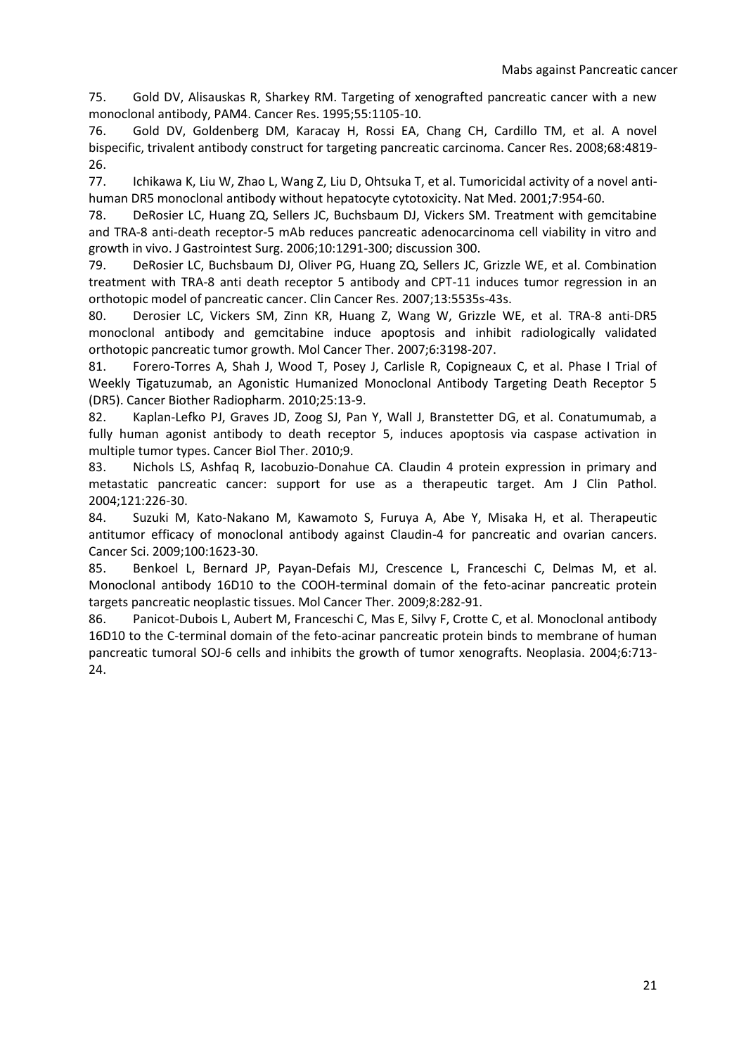75. Gold DV, Alisauskas R, Sharkey RM. Targeting of xenografted pancreatic cancer with a new monoclonal antibody, PAM4. Cancer Res. 1995;55:1105-10.

76. Gold DV, Goldenberg DM, Karacay H, Rossi EA, Chang CH, Cardillo TM, et al. A novel bispecific, trivalent antibody construct for targeting pancreatic carcinoma. Cancer Res. 2008;68:4819-26.

77. Ichikawa K, Liu W, Zhao L, Wang Z, Liu D, Ohtsuka T, et al. Tumoricidal activity of a novel anti-human DR5 monoclonal antibody without hepatocyte cytotoxicity. Nat Med. 2001;7:954-60.

78. DeRosier LC, Huang ZQ, Sellers JC, Buchsbaum DJ, Vickers SM. Treatment with gemcitabine and TRA-8 anti-death receptor-5 mAb reduces pancreatic adenocarcinoma cell viability in vitro and growth in vivo. J Gastrointest Surg. 2006;10:1291-300; discussion 300.

79. DeRosier LC, Buchsbaum DJ, Oliver PG, Huang ZQ, Sellers JC, Grizzle WE, et al. Combination treatment with TRA-8 anti death receptor 5 antibody and CPT-11 induces tumor regression in an orthotopic model of pancreatic cancer. Clin Cancer Res. 2007;13:5535s-43s.

80. Derosier LC, Vickers SM, Zinn KR, Huang Z, Wang W, Grizzle WE, et al. TRA-8 anti-DR5 monoclonal antibody and gemcitabine induce apoptosis and inhibit radiologically validated orthotopic pancreatic tumor growth. Mol Cancer Ther. 2007;6:3198-207.

81. Forero-Torres A, Shah J, Wood T, Posey J, Carlisle R, Copigneaux C, et al. Phase I Trial of Weekly Tigatuzumab, an Agonistic Humanized Monoclonal Antibody Targeting Death Receptor 5 (DR5). Cancer Biother Radiopharm. 2010;25:13-9.

82. Kaplan-Lefko PJ, Graves JD, Zoog SJ, Pan Y, Wall J, Branstetter DG, et al. Conatumumab, a fully human agonist antibody to death receptor 5, induces apoptosis via caspase activation in multiple tumor types. Cancer Biol Ther. 2010;9.

83. Nichols LS, Ashfaq R, Iacobuzio-Donahue CA. Claudin 4 protein expression in primary and metastatic pancreatic cancer: support for use as a therapeutic target. Am J Clin Pathol. 2004;121:226-30.

84. Suzuki M, Kato-Nakano M, Kawamoto S, Furuya A, Abe Y, Misaka H, et al. Therapeutic antitumor efficacy of monoclonal antibody against Claudin-4 for pancreatic and ovarian cancers. Cancer Sci. 2009;100:1623-30.

85. Benkoel L, Bernard JP, Payan-Defais MJ, Crescence L, Franceschi C, Delmas M, et al. Monoclonal antibody 16D10 to the COOH-terminal domain of the feto-acinar pancreatic protein targets pancreatic neoplastic tissues. Mol Cancer Ther. 2009;8:282-91.

86. Panicot-Dubois L, Aubert M, Franceschi C, Mas E, Silvy F, Crotte C, et al. Monoclonal antibody 16D10 to the C-terminal domain of the feto-acinar pancreatic protein binds to membrane of human pancreatic tumoral SOJ-6 cells and inhibits the growth of tumor xenografts. Neoplasia. 2004;6:713-24.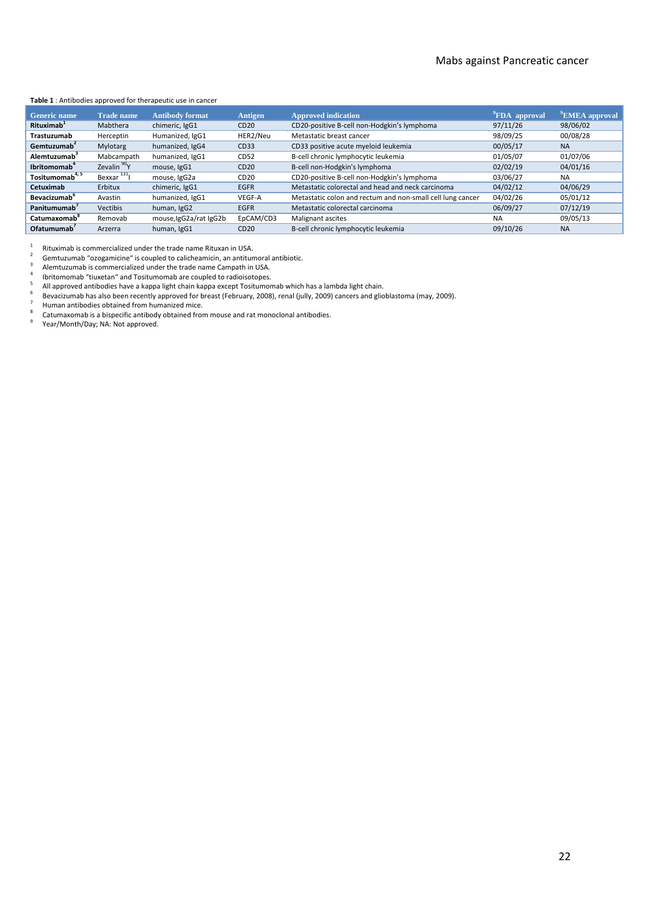**Table 1** : Antibodies approved for therapeutic use in cancer

| Generic name | Trade name | Antibody format | Antigen | Approved indication | [9]FDA approval | [9]EMEA approval |
|---|---|---|---|---|---|---|
| **Rituximab**[1] | Mabthera | chimeric, IgG1 | CD20 | CD20-positive B-cell non-Hodgkin's lymphoma | 97/11/26 | 98/06/02 |
| **Trastuzumab** | Herceptin | Humanized, IgG1 | HER2/Neu | Metastatic breast cancer | 98/09/25 | 00/08/28 |
| **Gemtuzumab**[2] | Mylotarg | humanized, IgG4 | CD33 | CD33 positive acute myeloid leukemia | 00/05/17 | NA |
| **Alemtuzumab**[3] | Mabcampath | humanized, IgG1 | CD52 | B-cell chronic lymphocytic leukemia | 01/05/07 | 01/07/06 |
| **Ibritomomab**[4] | Zevalin $^{90}$Y | mouse, IgG1 | CD20 | B-cell non-Hodgkin's lymphoma | 02/02/19 | 04/01/16 |
| **Tositumomab**[4, 5] | Bexxar $^{131}$I | mouse, IgG2a | CD20 | CD20-positive B-cell non-Hodgkin's lymphoma | 03/06/27 | NA |
| **Cetuximab** | Erbitux | chimeric, IgG1 | EGFR | Metastatic colorectal and head and neck carcinoma | 04/02/12 | 04/06/29 |
| **Bevacizumab**[6] | Avastin | humanized, IgG1 | VEGF-A | Metastatic colon and rectum and non-small cell lung cancer | 04/02/26 | 05/01/12 |
| **Panitumumab**[7] | Vectibis | human, IgG2 | EGFR | Metastatic colorectal carcinoma | 06/09/27 | 07/12/19 |
| **Catumaxomab**[8] | Removab | mouse,IgG2a/rat IgG2b | EpCAM/CD3 | Malignant ascites | NA | 09/05/13 |
| **Ofatumumab**[7] | Arzerra | human, IgG1 | CD20 | B-cell chronic lymphocytic leukemia | 09/10/26 | NA |

[1] Rituximab is commercialized under the trade name Rituxan in USA.
[2] Gemtuzumab "ozogamicine" is coupled to calicheamicin, an antitumoral antibiotic.
[3] Alemtuzumab is commercialized under the trade name Campath in USA.
[4] Ibritomomab "tiuxetan" and Tositumomab are coupled to radioisotopes.
[5] All approved antibodies have a kappa light chain kappa except Tositumomab which has a lambda light chain.
[6] Bevacizumab has also been recently approved for breast (February, 2008), renal (jully, 2009) cancers and glioblastoma (may, 2009).
[7] Human antibodies obtained from humanized mice.
[8] Catumaxomab is a bispecific antibody obtained from mouse and rat monoclonal antibodies.
[9] Year/Month/Day; NA: Not approved.